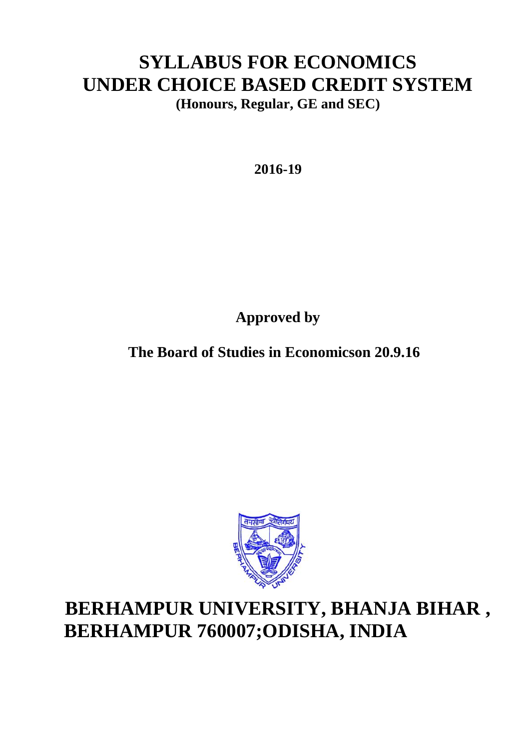# SYLLABUS FOR ECONOMICS UNDER CHOICE BASED CREDIT SYSTEM

**(Honours, Regular, GE and SEC)**

**2016-19**

**Approved by**

**The Board of Studies in Economicson 20.9.16**

# BERHAMPUR UNIVERSITY, BHANJA BIHAR , BERHAMPUR 760007;ODISHA, INDIA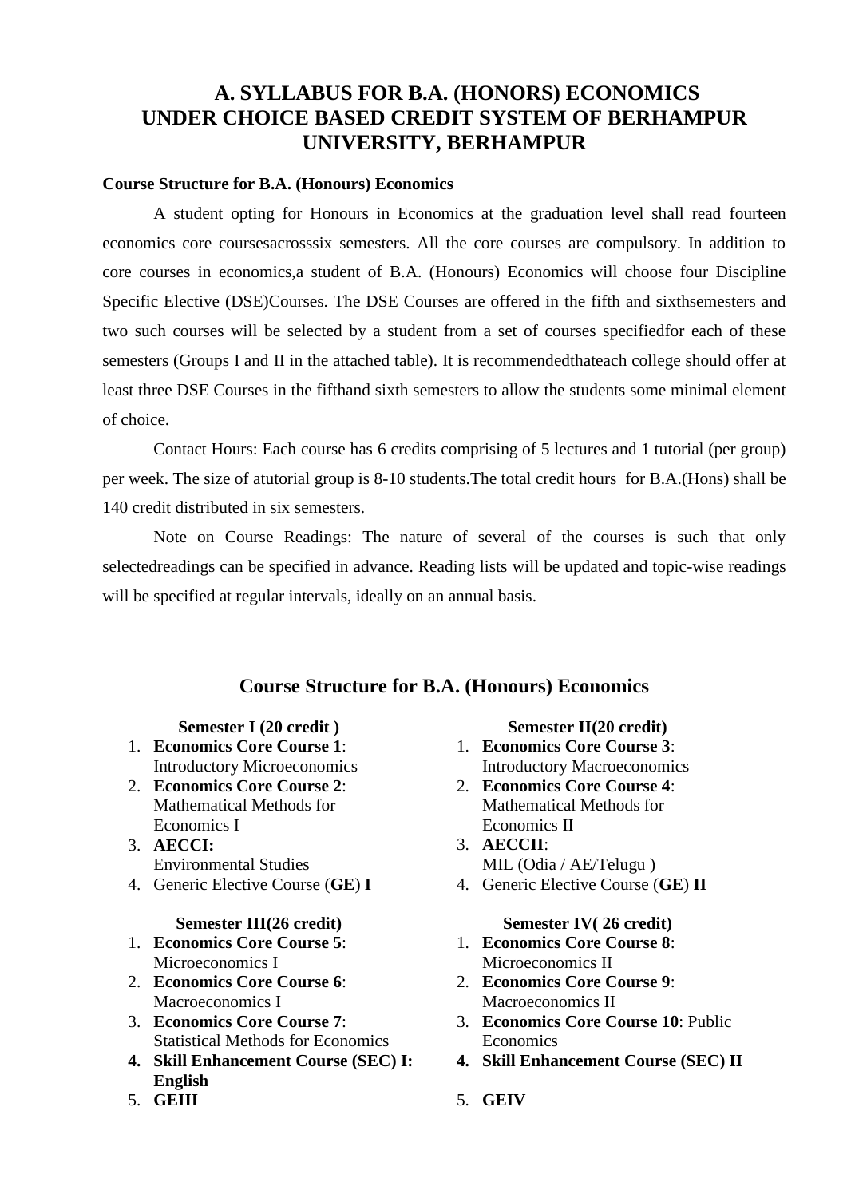# A. SYLLABUS FOR B.A. (HONORS) ECONOMICS UNDER CHOICE BASED CREDIT SYSTEM OF BERHAMPUR UNIVERSITY, BERHAMPUR

**Course Structure for B.A. (Honours) Economics**

A student opting for Honours in Economics at the graduation level shall read fourteen economics core coursesacrosssix semesters. All the core courses are compulsory. In addition to core courses in economics,a student of B.A. (Honours) Economics will choose four Discipline Specific Elective (DSE)Courses. The DSE Courses are offered in the fifth and sixthsemesters and two such courses will be selected by a student from a set of courses specifiedfor each of these semesters (Groups I and II in the attached table). It is recommendedthateach college should offer at least three DSE Courses in the fifthand sixth semesters to allow the students some minimal element of choice.

Contact Hours: Each course has 6 credits comprising of 5 lectures and 1 tutorial (per group) per week. The size of atutorial group is 8-10 students.The total credit hours for B.A.(Hons) shall be 140 credit distributed in six semesters.

Note on Course Readings: The nature of several of the courses is such that only selectedreadings can be specified in advance. Reading lists will be updated and topic-wise readings will be specified at regular intervals, ideally on an annual basis.

## Course Structure for B.A. (Honours) Economics

**Semester I (20 credit )**

1. **Economics Core Course 1**: Introductory Microeconomics
2. **Economics Core Course 2**: Mathematical Methods for Economics I
3. **AECCI:** Environmental Studies
4. Generic Elective Course (**GE**) **I**

**Semester II(20 credit)**

1. **Economics Core Course 3**: Introductory Macroeconomics
2. **Economics Core Course 4**: Mathematical Methods for Economics II
3. **AECCII**: MIL (Odia / AE/Telugu )
4. Generic Elective Course (**GE**) **II**

**Semester III(26 credit)**

1. **Economics Core Course 5**: Microeconomics I
2. **Economics Core Course 6**: Macroeconomics I
3. **Economics Core Course 7**: Statistical Methods for Economics
4. **Skill Enhancement Course (SEC) I: English**
5. **GEIII**

**Semester IV( 26 credit)**

1. **Economics Core Course 8**: Microeconomics II
2. **Economics Core Course 9**: Macroeconomics II
3. **Economics Core Course 10**: Public Economics
4. **Skill Enhancement Course (SEC) II**
5. **GEIV**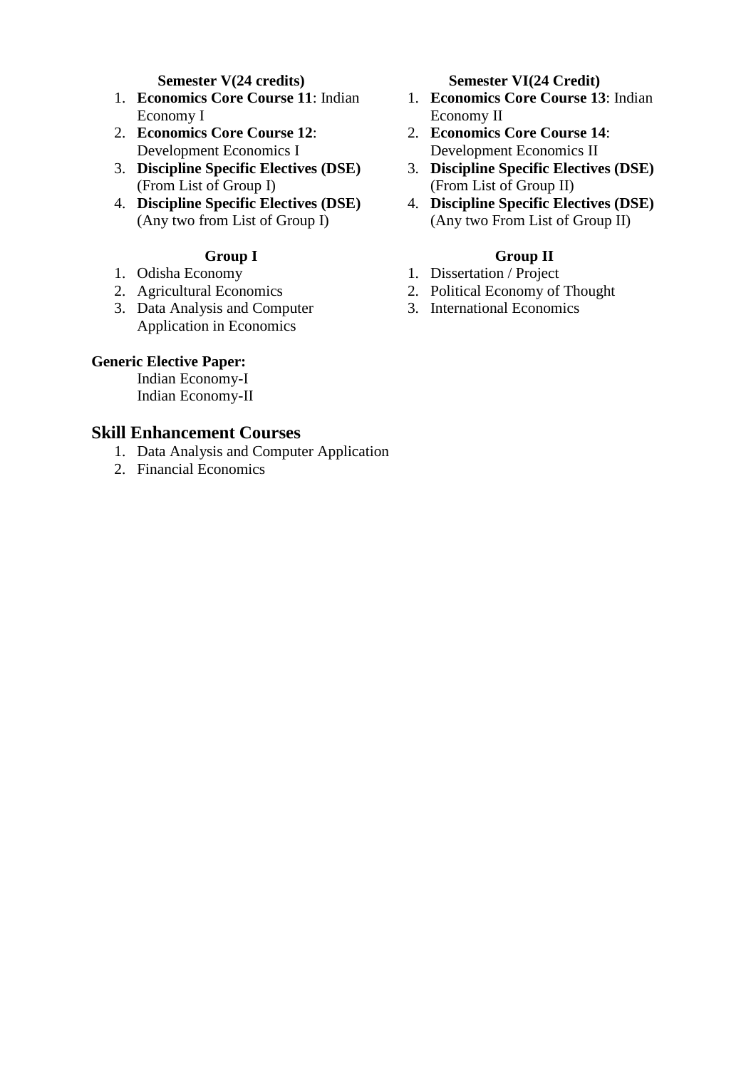**Semester V(24 credits)**

1. **Economics Core Course 11**: Indian Economy I
2. **Economics Core Course 12**: Development Economics I
3. **Discipline Specific Electives (DSE)** (From List of Group I)
4. **Discipline Specific Electives (DSE)** (Any two from List of Group I)

**Semester VI(24 Credit)**

1. **Economics Core Course 13**: Indian Economy II
2. **Economics Core Course 14**: Development Economics II
3. **Discipline Specific Electives (DSE)** (From List of Group II)
4. **Discipline Specific Electives (DSE)** (Any two From List of Group II)

**Group I**

1. Odisha Economy
2. Agricultural Economics
3. Data Analysis and Computer Application in Economics

**Group II**

1. Dissertation / Project
2. Political Economy of Thought
3. International Economics

**Generic Elective Paper:**

Indian Economy-I
Indian Economy-II

## Skill Enhancement Courses

1. Data Analysis and Computer Application
2. Financial Economics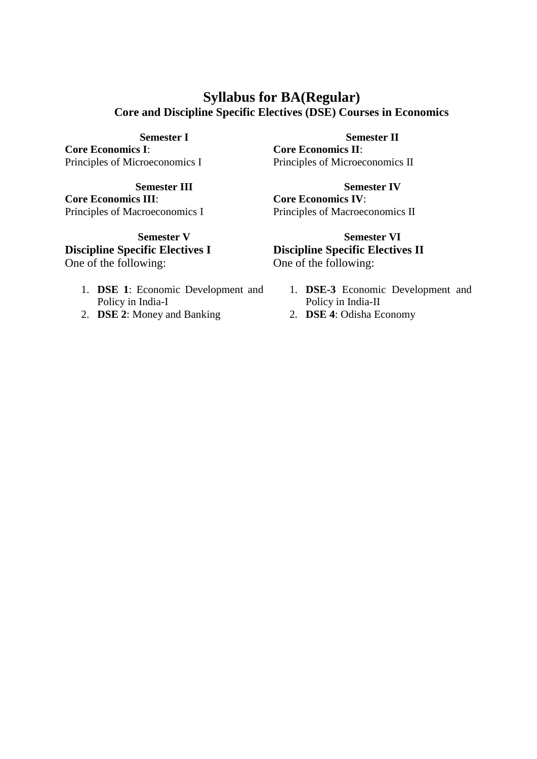# Syllabus for BA(Regular)

## Core and Discipline Specific Electives (DSE) Courses in Economics

**Semester I**

**Core Economics I**:
Principles of Microeconomics I

**Semester II**

**Core Economics II**:
Principles of Microeconomics II

**Semester III**

**Core Economics III**:
Principles of Macroeconomics I

**Semester IV**

**Core Economics IV**:
Principles of Macroeconomics II

**Semester V**

**Discipline Specific Electives I**

One of the following:

1. **DSE 1**: Economic Development and Policy in India-I
2. **DSE 2**: Money and Banking

**Semester VI**

**Discipline Specific Electives II**

One of the following:

1. **DSE-3** Economic Development and Policy in India-II
2. **DSE 4**: Odisha Economy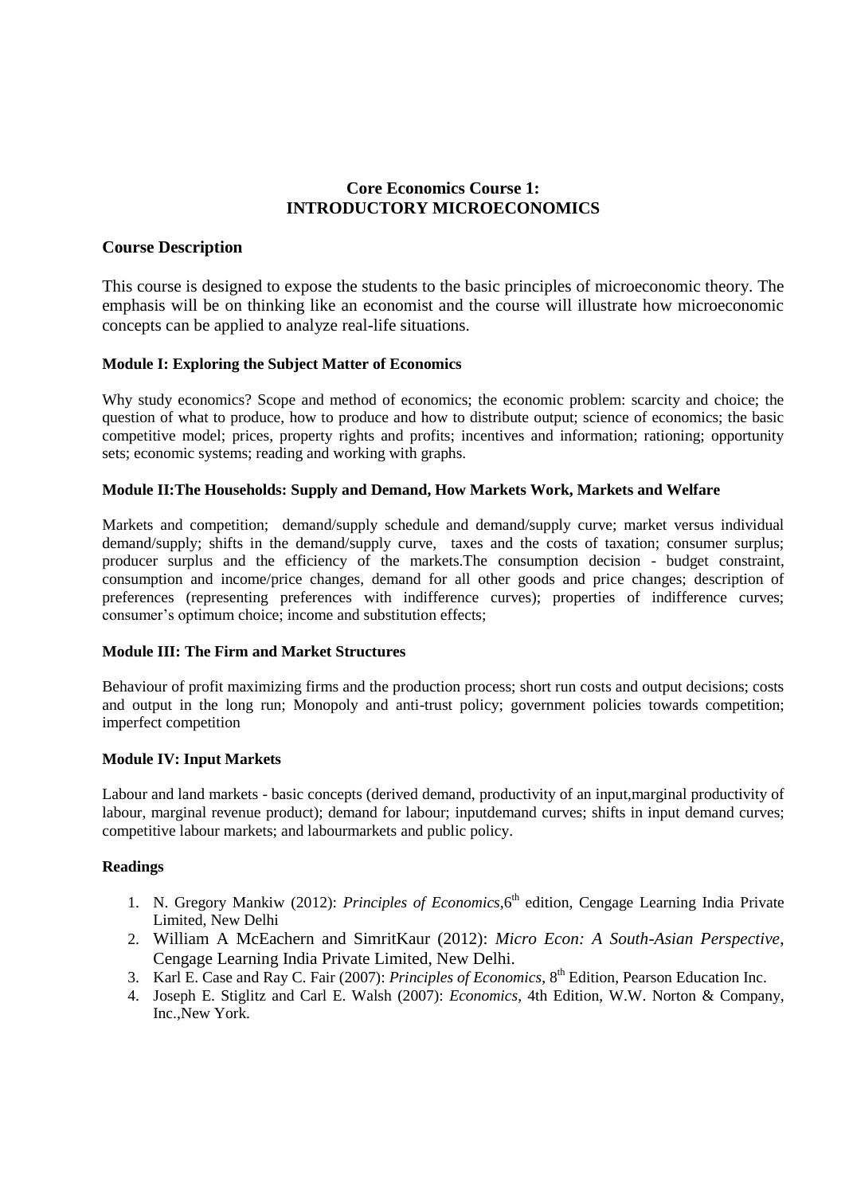# Core Economics Course 1: INTRODUCTORY MICROECONOMICS

## Course Description

This course is designed to expose the students to the basic principles of microeconomic theory. The emphasis will be on thinking like an economist and the course will illustrate how microeconomic concepts can be applied to analyze real-life situations.

### Module I: Exploring the Subject Matter of Economics

Why study economics? Scope and method of economics; the economic problem: scarcity and choice; the question of what to produce, how to produce and how to distribute output; science of economics; the basic competitive model; prices, property rights and profits; incentives and information; rationing; opportunity sets; economic systems; reading and working with graphs.

### Module II:The Households: Supply and Demand, How Markets Work, Markets and Welfare

Markets and competition; demand/supply schedule and demand/supply curve; market versus individual demand/supply; shifts in the demand/supply curve, taxes and the costs of taxation; consumer surplus; producer surplus and the efficiency of the markets.The consumption decision - budget constraint, consumption and income/price changes, demand for all other goods and price changes; description of preferences (representing preferences with indifference curves); properties of indifference curves; consumer's optimum choice; income and substitution effects;

### Module III: The Firm and Market Structures

Behaviour of profit maximizing firms and the production process; short run costs and output decisions; costs and output in the long run; Monopoly and anti-trust policy; government policies towards competition; imperfect competition

### Module IV: Input Markets

Labour and land markets - basic concepts (derived demand, productivity of an input,marginal productivity of labour, marginal revenue product); demand for labour; inputdemand curves; shifts in input demand curves; competitive labour markets; and labourmarkets and public policy.

### Readings

1. N. Gregory Mankiw (2012): *Principles of Economics*,6th edition, Cengage Learning India Private Limited, New Delhi
2. William A McEachern and SimritKaur (2012): *Micro Econ: A South-Asian Perspective*, Cengage Learning India Private Limited, New Delhi.
3. Karl E. Case and Ray C. Fair (2007): *Principles of Economics*, 8th Edition, Pearson Education Inc.
4. Joseph E. Stiglitz and Carl E. Walsh (2007): *Economics*, 4th Edition, W.W. Norton & Company, Inc.,New York.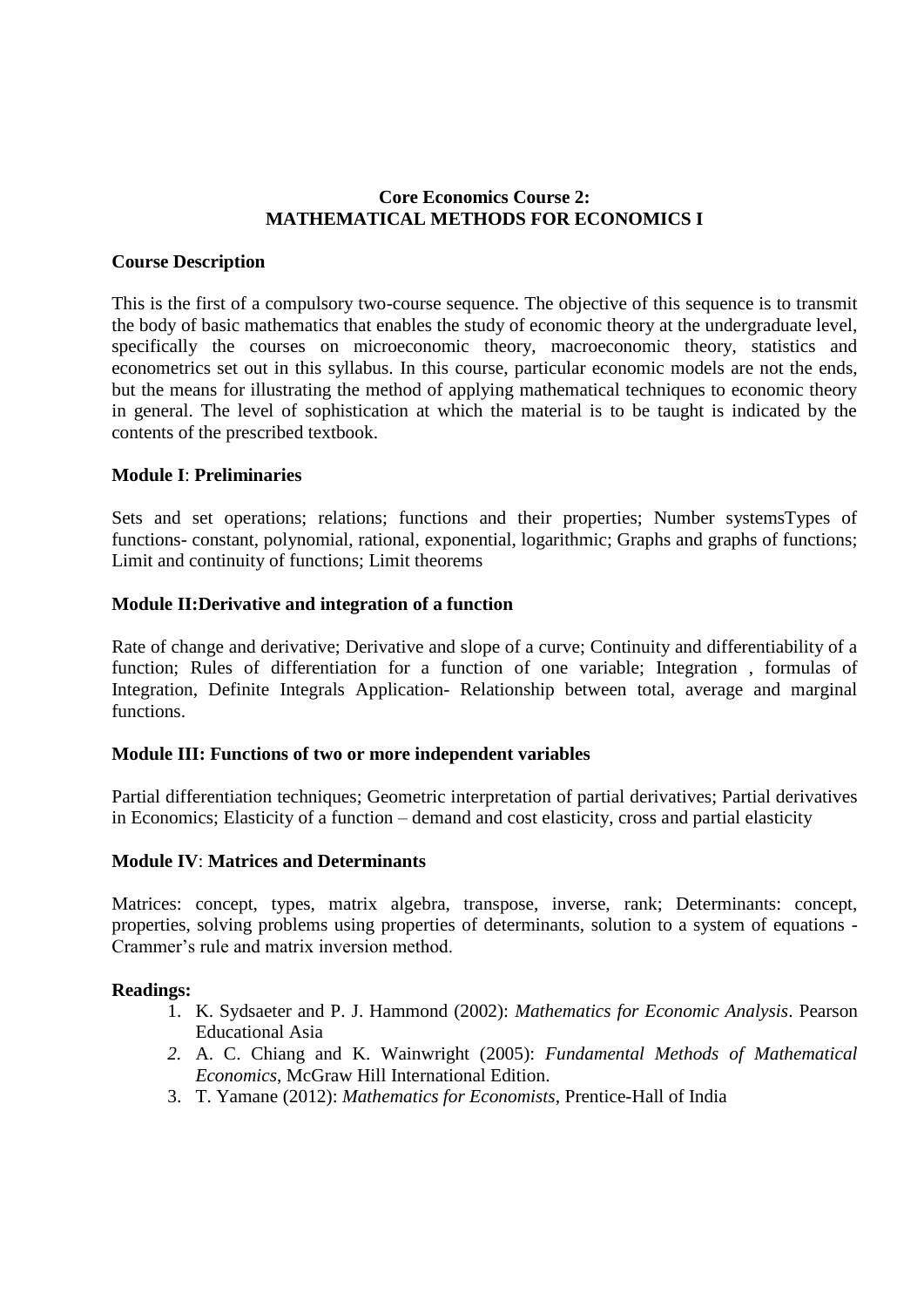**Core Economics Course 2:**
**MATHEMATICAL METHODS FOR ECONOMICS I**

**Course Description**

This is the first of a compulsory two-course sequence. The objective of this sequence is to transmit the body of basic mathematics that enables the study of economic theory at the undergraduate level, specifically the courses on microeconomic theory, macroeconomic theory, statistics and econometrics set out in this syllabus. In this course, particular economic models are not the ends, but the means for illustrating the method of applying mathematical techniques to economic theory in general. The level of sophistication at which the material is to be taught is indicated by the contents of the prescribed textbook.

**Module I**: **Preliminaries**

Sets and set operations; relations; functions and their properties; Number systemsTypes of functions- constant, polynomial, rational, exponential, logarithmic; Graphs and graphs of functions; Limit and continuity of functions; Limit theorems

**Module II:Derivative and integration of a function**

Rate of change and derivative; Derivative and slope of a curve; Continuity and differentiability of a function; Rules of differentiation for a function of one variable; Integration , formulas of Integration, Definite Integrals Application- Relationship between total, average and marginal functions.

**Module III: Functions of two or more independent variables**

Partial differentiation techniques; Geometric interpretation of partial derivatives; Partial derivatives in Economics; Elasticity of a function – demand and cost elasticity, cross and partial elasticity

**Module IV**: **Matrices and Determinants**

Matrices: concept, types, matrix algebra, transpose, inverse, rank; Determinants: concept, properties, solving problems using properties of determinants, solution to a system of equations - Crammer's rule and matrix inversion method.

**Readings:**

1. K. Sydsaeter and P. J. Hammond (2002): *Mathematics for Economic Analysis*. Pearson Educational Asia
2. A. C. Chiang and K. Wainwright (2005): *Fundamental Methods of Mathematical Economics*, McGraw Hill International Edition.
3. T. Yamane (2012): *Mathematics for Economists*, Prentice-Hall of India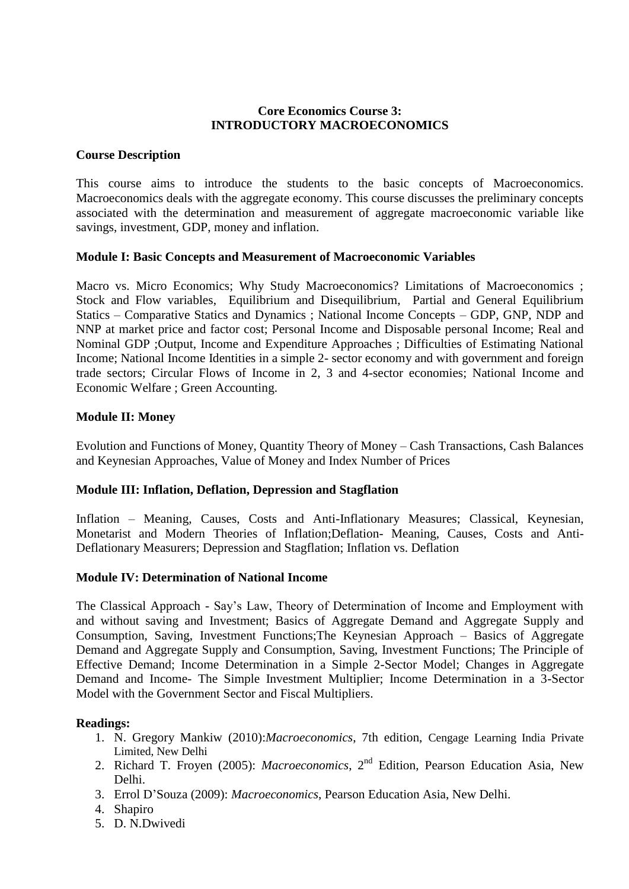**Core Economics Course 3:**
**INTRODUCTORY MACROECONOMICS**

**Course Description**

This course aims to introduce the students to the basic concepts of Macroeconomics. Macroeconomics deals with the aggregate economy. This course discusses the preliminary concepts associated with the determination and measurement of aggregate macroeconomic variable like savings, investment, GDP, money and inflation.

**Module I: Basic Concepts and Measurement of Macroeconomic Variables**

Macro vs. Micro Economics; Why Study Macroeconomics? Limitations of Macroeconomics ; Stock and Flow variables, Equilibrium and Disequilibrium, Partial and General Equilibrium Statics – Comparative Statics and Dynamics ; National Income Concepts – GDP, GNP, NDP and NNP at market price and factor cost; Personal Income and Disposable personal Income; Real and Nominal GDP ;Output, Income and Expenditure Approaches ; Difficulties of Estimating National Income; National Income Identities in a simple 2- sector economy and with government and foreign trade sectors; Circular Flows of Income in 2, 3 and 4-sector economies; National Income and Economic Welfare ; Green Accounting.

**Module II: Money**

Evolution and Functions of Money, Quantity Theory of Money – Cash Transactions, Cash Balances and Keynesian Approaches, Value of Money and Index Number of Prices

**Module III: Inflation, Deflation, Depression and Stagflation**

Inflation – Meaning, Causes, Costs and Anti-Inflationary Measures; Classical, Keynesian, Monetarist and Modern Theories of Inflation;Deflation- Meaning, Causes, Costs and Anti-Deflationary Measurers; Depression and Stagflation; Inflation vs. Deflation

**Module IV: Determination of National Income**

The Classical Approach - Say's Law, Theory of Determination of Income and Employment with and without saving and Investment; Basics of Aggregate Demand and Aggregate Supply and Consumption, Saving, Investment Functions;The Keynesian Approach – Basics of Aggregate Demand and Aggregate Supply and Consumption, Saving, Investment Functions; The Principle of Effective Demand; Income Determination in a Simple 2-Sector Model; Changes in Aggregate Demand and Income- The Simple Investment Multiplier; Income Determination in a 3-Sector Model with the Government Sector and Fiscal Multipliers.

**Readings:**

1. N. Gregory Mankiw (2010):*Macroeconomics*, 7th edition, Cengage Learning India Private Limited, New Delhi
2. Richard T. Froyen (2005): *Macroeconomics*, 2nd Edition, Pearson Education Asia, New Delhi.
3. Errol D'Souza (2009): *Macroeconomics*, Pearson Education Asia, New Delhi.
4. Shapiro
5. D. N.Dwivedi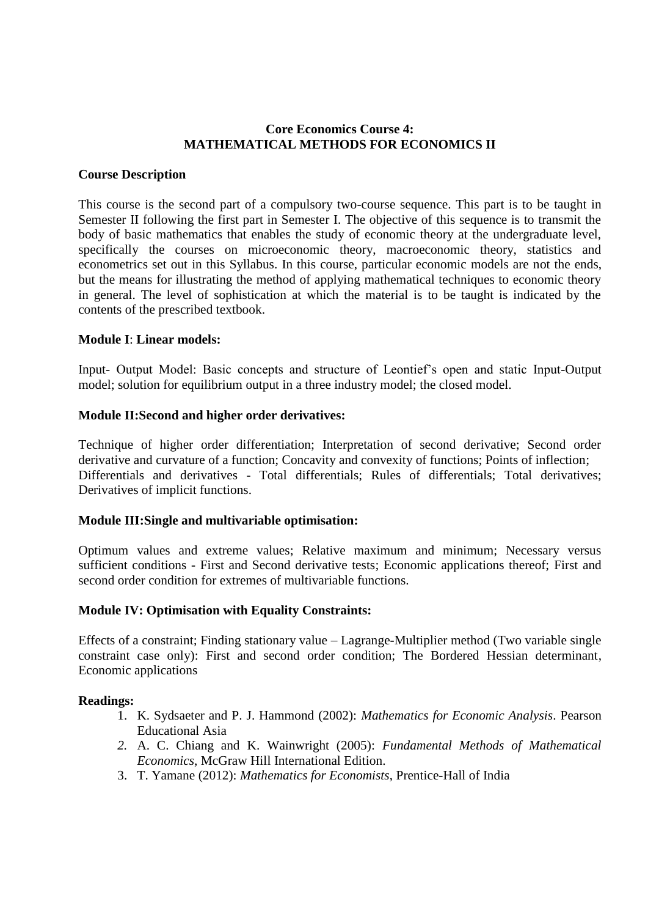## Core Economics Course 4:
## MATHEMATICAL METHODS FOR ECONOMICS II

**Course Description**

This course is the second part of a compulsory two-course sequence. This part is to be taught in Semester II following the first part in Semester I. The objective of this sequence is to transmit the body of basic mathematics that enables the study of economic theory at the undergraduate level, specifically the courses on microeconomic theory, macroeconomic theory, statistics and econometrics set out in this Syllabus. In this course, particular economic models are not the ends, but the means for illustrating the method of applying mathematical techniques to economic theory in general. The level of sophistication at which the material is to be taught is indicated by the contents of the prescribed textbook.

**Module I**: **Linear models:**

Input- Output Model: Basic concepts and structure of Leontief's open and static Input-Output model; solution for equilibrium output in a three industry model; the closed model.

**Module II:Second and higher order derivatives:**

Technique of higher order differentiation; Interpretation of second derivative; Second order derivative and curvature of a function; Concavity and convexity of functions; Points of inflection; Differentials and derivatives - Total differentials; Rules of differentials; Total derivatives; Derivatives of implicit functions.

**Module III:Single and multivariable optimisation:**

Optimum values and extreme values; Relative maximum and minimum; Necessary versus sufficient conditions - First and Second derivative tests; Economic applications thereof; First and second order condition for extremes of multivariable functions.

**Module IV: Optimisation with Equality Constraints:**

Effects of a constraint; Finding stationary value – Lagrange-Multiplier method (Two variable single constraint case only): First and second order condition; The Bordered Hessian determinant, Economic applications

**Readings:**

1. K. Sydsaeter and P. J. Hammond (2002): *Mathematics for Economic Analysis*. Pearson Educational Asia
2. A. C. Chiang and K. Wainwright (2005): *Fundamental Methods of Mathematical Economics*, McGraw Hill International Edition.
3. T. Yamane (2012): *Mathematics for Economists*, Prentice-Hall of India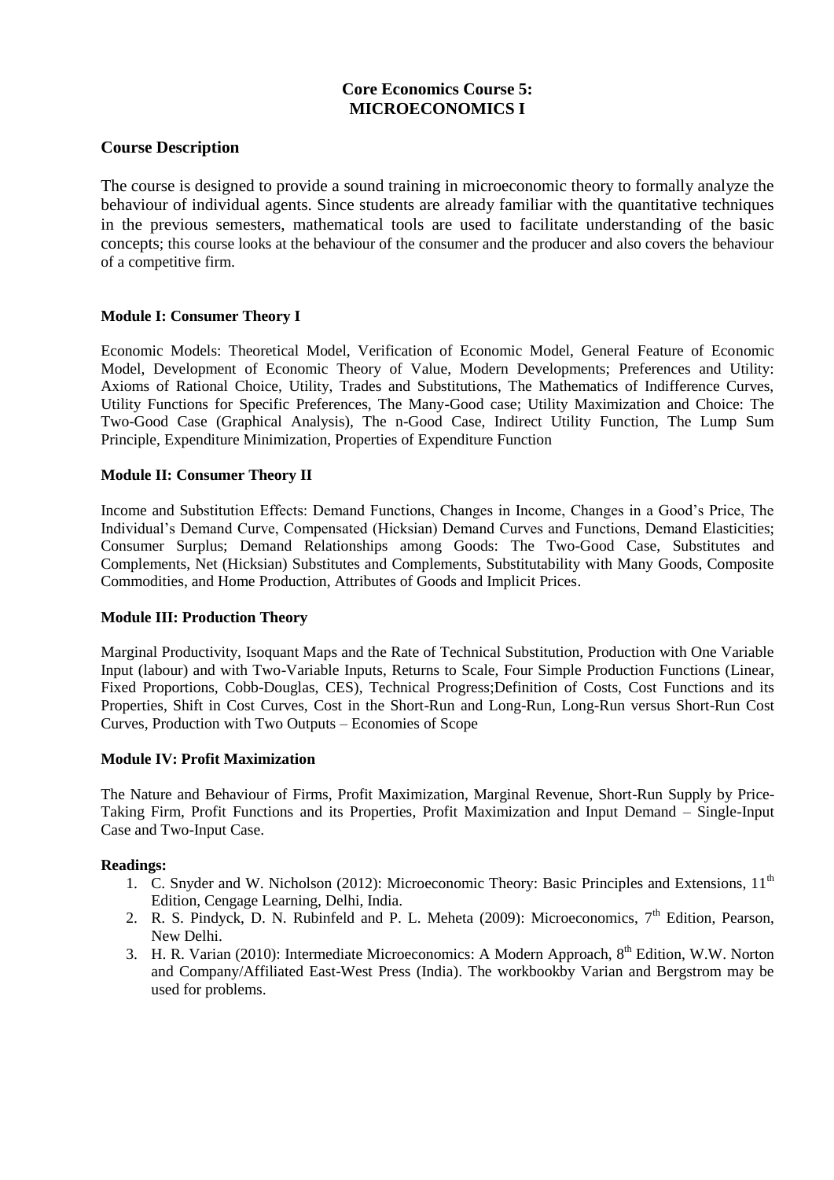# Core Economics Course 5:
# MICROECONOMICS I

## Course Description

The course is designed to provide a sound training in microeconomic theory to formally analyze the behaviour of individual agents. Since students are already familiar with the quantitative techniques in the previous semesters, mathematical tools are used to facilitate understanding of the basic concepts; this course looks at the behaviour of the consumer and the producer and also covers the behaviour of a competitive firm.

### Module I: Consumer Theory I

Economic Models: Theoretical Model, Verification of Economic Model, General Feature of Economic Model, Development of Economic Theory of Value, Modern Developments; Preferences and Utility: Axioms of Rational Choice, Utility, Trades and Substitutions, The Mathematics of Indifference Curves, Utility Functions for Specific Preferences, The Many-Good case; Utility Maximization and Choice: The Two-Good Case (Graphical Analysis), The n-Good Case, Indirect Utility Function, The Lump Sum Principle, Expenditure Minimization, Properties of Expenditure Function

### Module II: Consumer Theory II

Income and Substitution Effects: Demand Functions, Changes in Income, Changes in a Good's Price, The Individual's Demand Curve, Compensated (Hicksian) Demand Curves and Functions, Demand Elasticities; Consumer Surplus; Demand Relationships among Goods: The Two-Good Case, Substitutes and Complements, Net (Hicksian) Substitutes and Complements, Substitutability with Many Goods, Composite Commodities, and Home Production, Attributes of Goods and Implicit Prices.

### Module III: Production Theory

Marginal Productivity, Isoquant Maps and the Rate of Technical Substitution, Production with One Variable Input (labour) and with Two-Variable Inputs, Returns to Scale, Four Simple Production Functions (Linear, Fixed Proportions, Cobb-Douglas, CES), Technical Progress;Definition of Costs, Cost Functions and its Properties, Shift in Cost Curves, Cost in the Short-Run and Long-Run, Long-Run versus Short-Run Cost Curves, Production with Two Outputs – Economies of Scope

### Module IV: Profit Maximization

The Nature and Behaviour of Firms, Profit Maximization, Marginal Revenue, Short-Run Supply by Price-Taking Firm, Profit Functions and its Properties, Profit Maximization and Input Demand – Single-Input Case and Two-Input Case.

### Readings:

1. C. Snyder and W. Nicholson (2012): Microeconomic Theory: Basic Principles and Extensions, 11th Edition, Cengage Learning, Delhi, India.
2. R. S. Pindyck, D. N. Rubinfeld and P. L. Meheta (2009): Microeconomics, 7th Edition, Pearson, New Delhi.
3. H. R. Varian (2010): Intermediate Microeconomics: A Modern Approach, 8th Edition, W.W. Norton and Company/Affiliated East-West Press (India). The workbookby Varian and Bergstrom may be used for problems.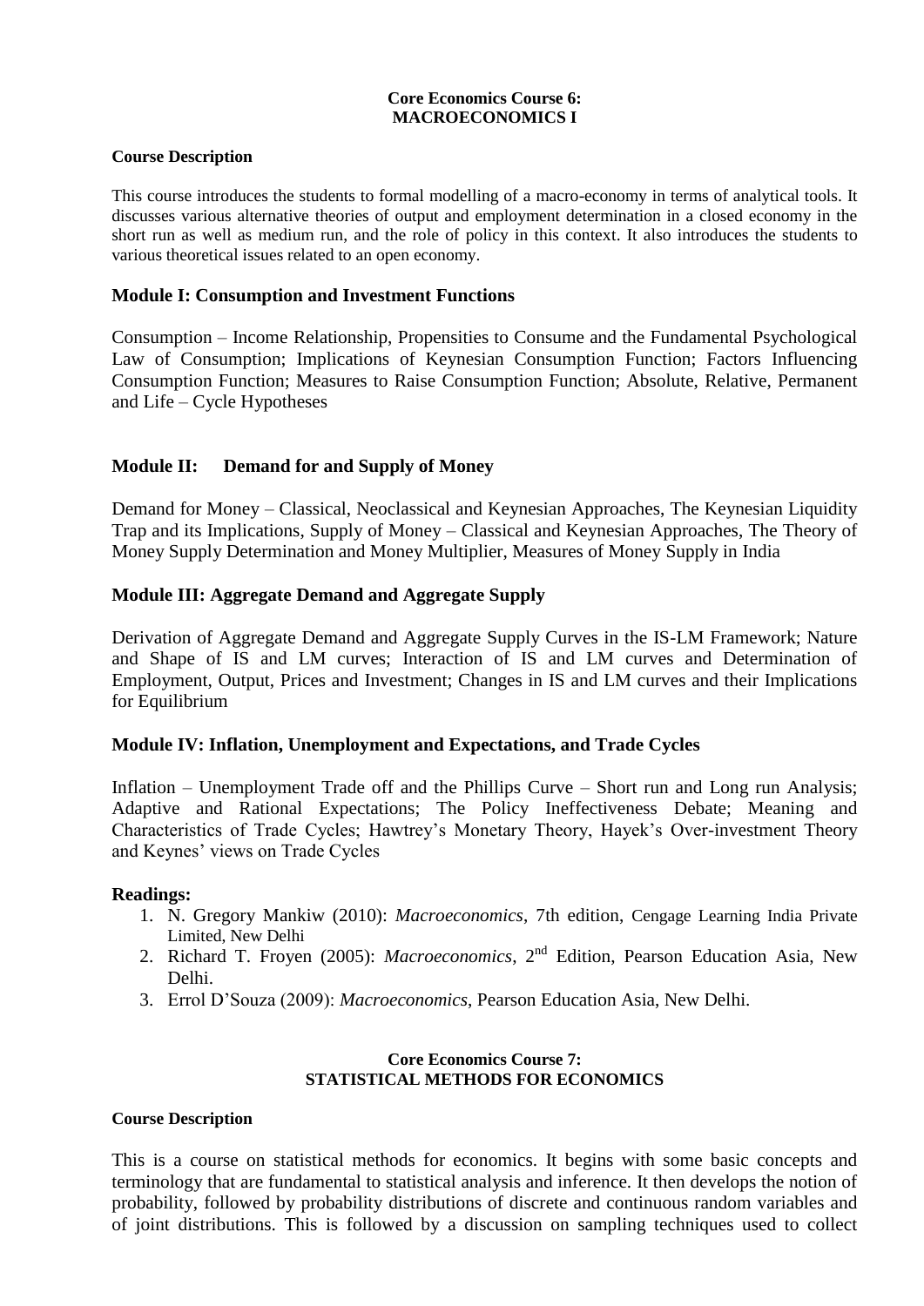**Core Economics Course 6:**
**MACROECONOMICS I**

**Course Description**

This course introduces the students to formal modelling of a macro-economy in terms of analytical tools. It discusses various alternative theories of output and employment determination in a closed economy in the short run as well as medium run, and the role of policy in this context. It also introduces the students to various theoretical issues related to an open economy.

### Module I: Consumption and Investment Functions

Consumption – Income Relationship, Propensities to Consume and the Fundamental Psychological Law of Consumption; Implications of Keynesian Consumption Function; Factors Influencing Consumption Function; Measures to Raise Consumption Function; Absolute, Relative, Permanent and Life – Cycle Hypotheses

### Module II: Demand for and Supply of Money

Demand for Money – Classical, Neoclassical and Keynesian Approaches, The Keynesian Liquidity Trap and its Implications, Supply of Money – Classical and Keynesian Approaches, The Theory of Money Supply Determination and Money Multiplier, Measures of Money Supply in India

### Module III: Aggregate Demand and Aggregate Supply

Derivation of Aggregate Demand and Aggregate Supply Curves in the IS-LM Framework; Nature and Shape of IS and LM curves; Interaction of IS and LM curves and Determination of Employment, Output, Prices and Investment; Changes in IS and LM curves and their Implications for Equilibrium

### Module IV: Inflation, Unemployment and Expectations, and Trade Cycles

Inflation – Unemployment Trade off and the Phillips Curve – Short run and Long run Analysis; Adaptive and Rational Expectations; The Policy Ineffectiveness Debate; Meaning and Characteristics of Trade Cycles; Hawtrey's Monetary Theory, Hayek's Over-investment Theory and Keynes' views on Trade Cycles

**Readings:**

1. N. Gregory Mankiw (2010): *Macroeconomics*, 7th edition, Cengage Learning India Private Limited, New Delhi
2. Richard T. Froyen (2005): *Macroeconomics*, 2nd Edition, Pearson Education Asia, New Delhi.
3. Errol D'Souza (2009): *Macroeconomics*, Pearson Education Asia, New Delhi.

**Core Economics Course 7:**
**STATISTICAL METHODS FOR ECONOMICS**

**Course Description**

This is a course on statistical methods for economics. It begins with some basic concepts and terminology that are fundamental to statistical analysis and inference. It then develops the notion of probability, followed by probability distributions of discrete and continuous random variables and of joint distributions. This is followed by a discussion on sampling techniques used to collect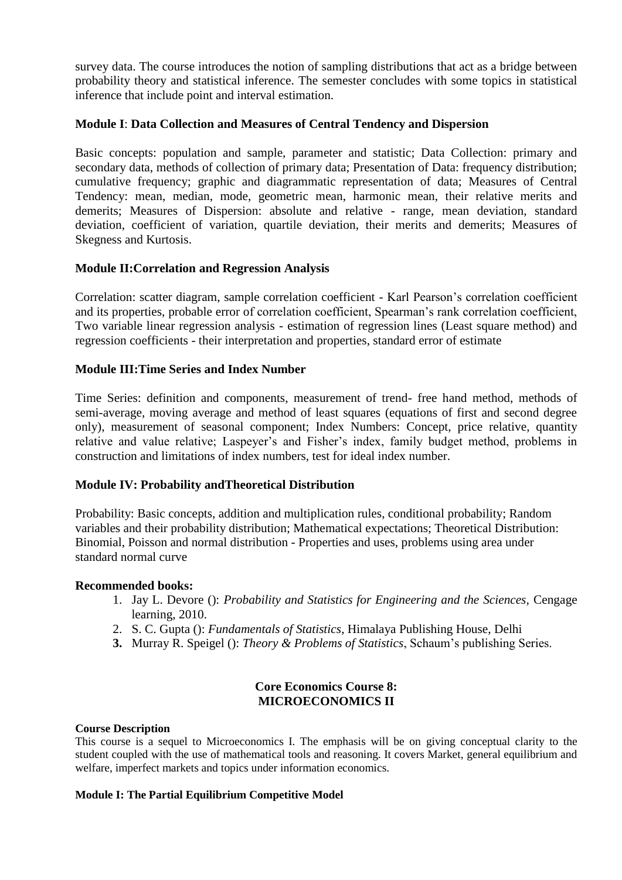survey data. The course introduces the notion of sampling distributions that act as a bridge between probability theory and statistical inference. The semester concludes with some topics in statistical inference that include point and interval estimation.

**Module I**: **Data Collection and Measures of Central Tendency and Dispersion**

Basic concepts: population and sample, parameter and statistic; Data Collection: primary and secondary data, methods of collection of primary data; Presentation of Data: frequency distribution; cumulative frequency; graphic and diagrammatic representation of data; Measures of Central Tendency: mean, median, mode, geometric mean, harmonic mean, their relative merits and demerits; Measures of Dispersion: absolute and relative - range, mean deviation, standard deviation, coefficient of variation, quartile deviation, their merits and demerits; Measures of Skegness and Kurtosis.

**Module II:Correlation and Regression Analysis**

Correlation: scatter diagram, sample correlation coefficient - Karl Pearson's correlation coefficient and its properties, probable error of correlation coefficient, Spearman's rank correlation coefficient, Two variable linear regression analysis - estimation of regression lines (Least square method) and regression coefficients - their interpretation and properties, standard error of estimate

**Module III:Time Series and Index Number**

Time Series: definition and components, measurement of trend- free hand method, methods of semi-average, moving average and method of least squares (equations of first and second degree only), measurement of seasonal component; Index Numbers: Concept, price relative, quantity relative and value relative; Laspeyer's and Fisher's index, family budget method, problems in construction and limitations of index numbers, test for ideal index number.

**Module IV: Probability andTheoretical Distribution**

Probability: Basic concepts, addition and multiplication rules, conditional probability; Random variables and their probability distribution; Mathematical expectations; Theoretical Distribution: Binomial, Poisson and normal distribution - Properties and uses, problems using area under standard normal curve

**Recommended books:**

1. Jay L. Devore (): *Probability and Statistics for Engineering and the Sciences*, Cengage learning, 2010.
2. S. C. Gupta (): *Fundamentals of Statistics*, Himalaya Publishing House, Delhi
3. Murray R. Speigel (): *Theory & Problems of Statistics*, Schaum's publishing Series.

## Core Economics Course 8: MICROECONOMICS II

**Course Description**

This course is a sequel to Microeconomics I. The emphasis will be on giving conceptual clarity to the student coupled with the use of mathematical tools and reasoning. It covers Market, general equilibrium and welfare, imperfect markets and topics under information economics.

**Module I: The Partial Equilibrium Competitive Model**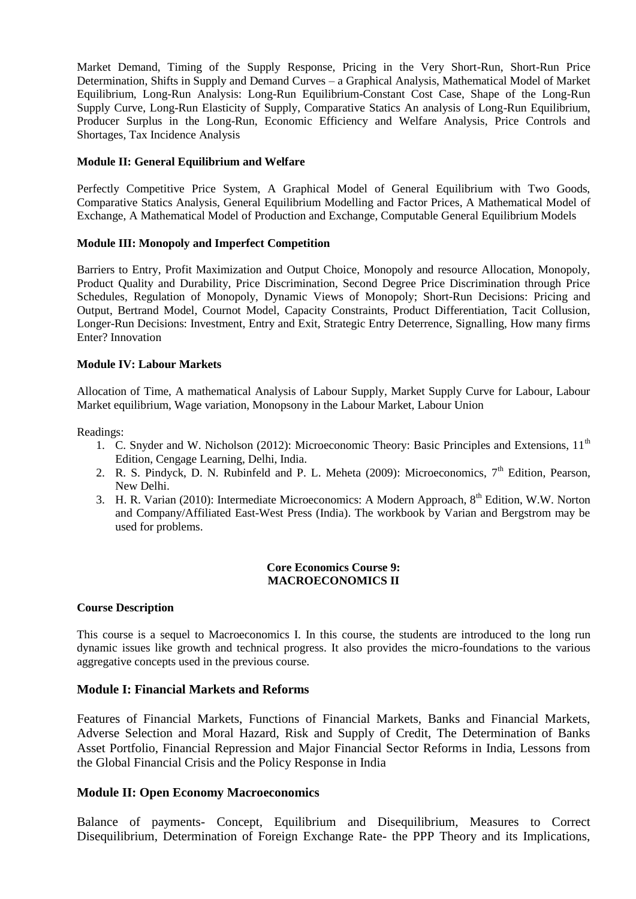Market Demand, Timing of the Supply Response, Pricing in the Very Short-Run, Short-Run Price Determination, Shifts in Supply and Demand Curves – a Graphical Analysis, Mathematical Model of Market Equilibrium, Long-Run Analysis: Long-Run Equilibrium-Constant Cost Case, Shape of the Long-Run Supply Curve, Long-Run Elasticity of Supply, Comparative Statics An analysis of Long-Run Equilibrium, Producer Surplus in the Long-Run, Economic Efficiency and Welfare Analysis, Price Controls and Shortages, Tax Incidence Analysis

**Module II: General Equilibrium and Welfare**

Perfectly Competitive Price System, A Graphical Model of General Equilibrium with Two Goods, Comparative Statics Analysis, General Equilibrium Modelling and Factor Prices, A Mathematical Model of Exchange, A Mathematical Model of Production and Exchange, Computable General Equilibrium Models

**Module III: Monopoly and Imperfect Competition**

Barriers to Entry, Profit Maximization and Output Choice, Monopoly and resource Allocation, Monopoly, Product Quality and Durability, Price Discrimination, Second Degree Price Discrimination through Price Schedules, Regulation of Monopoly, Dynamic Views of Monopoly; Short-Run Decisions: Pricing and Output, Bertrand Model, Cournot Model, Capacity Constraints, Product Differentiation, Tacit Collusion, Longer-Run Decisions: Investment, Entry and Exit, Strategic Entry Deterrence, Signalling, How many firms Enter? Innovation

**Module IV: Labour Markets**

Allocation of Time, A mathematical Analysis of Labour Supply, Market Supply Curve for Labour, Labour Market equilibrium, Wage variation, Monopsony in the Labour Market, Labour Union

Readings:

1. C. Snyder and W. Nicholson (2012): Microeconomic Theory: Basic Principles and Extensions, 11th Edition, Cengage Learning, Delhi, India.
2. R. S. Pindyck, D. N. Rubinfeld and P. L. Meheta (2009): Microeconomics, 7th Edition, Pearson, New Delhi.
3. H. R. Varian (2010): Intermediate Microeconomics: A Modern Approach, 8th Edition, W.W. Norton and Company/Affiliated East-West Press (India). The workbook by Varian and Bergstrom may be used for problems.

## Core Economics Course 9: MACROECONOMICS II

**Course Description**

This course is a sequel to Macroeconomics I. In this course, the students are introduced to the long run dynamic issues like growth and technical progress. It also provides the micro-foundations to the various aggregative concepts used in the previous course.

### Module I: Financial Markets and Reforms

Features of Financial Markets, Functions of Financial Markets, Banks and Financial Markets, Adverse Selection and Moral Hazard, Risk and Supply of Credit, The Determination of Banks Asset Portfolio, Financial Repression and Major Financial Sector Reforms in India, Lessons from the Global Financial Crisis and the Policy Response in India

### Module II: Open Economy Macroeconomics

Balance of payments- Concept, Equilibrium and Disequilibrium, Measures to Correct Disequilibrium, Determination of Foreign Exchange Rate- the PPP Theory and its Implications,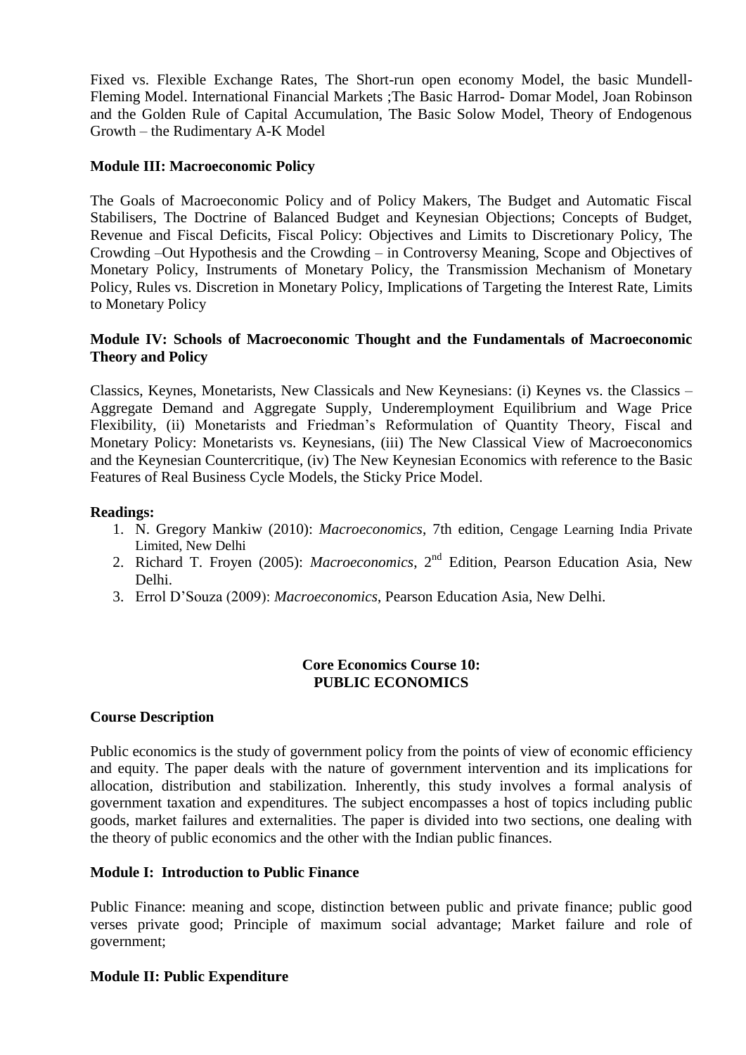Fixed vs. Flexible Exchange Rates, The Short-run open economy Model, the basic Mundell-Fleming Model. International Financial Markets ;The Basic Harrod- Domar Model, Joan Robinson and the Golden Rule of Capital Accumulation, The Basic Solow Model, Theory of Endogenous Growth – the Rudimentary A-K Model

**Module III: Macroeconomic Policy**

The Goals of Macroeconomic Policy and of Policy Makers, The Budget and Automatic Fiscal Stabilisers, The Doctrine of Balanced Budget and Keynesian Objections; Concepts of Budget, Revenue and Fiscal Deficits, Fiscal Policy: Objectives and Limits to Discretionary Policy, The Crowding –Out Hypothesis and the Crowding – in Controversy Meaning, Scope and Objectives of Monetary Policy, Instruments of Monetary Policy, the Transmission Mechanism of Monetary Policy, Rules vs. Discretion in Monetary Policy, Implications of Targeting the Interest Rate, Limits to Monetary Policy

**Module IV: Schools of Macroeconomic Thought and the Fundamentals of Macroeconomic Theory and Policy**

Classics, Keynes, Monetarists, New Classicals and New Keynesians: (i) Keynes vs. the Classics – Aggregate Demand and Aggregate Supply, Underemployment Equilibrium and Wage Price Flexibility, (ii) Monetarists and Friedman's Reformulation of Quantity Theory, Fiscal and Monetary Policy: Monetarists vs. Keynesians, (iii) The New Classical View of Macroeconomics and the Keynesian Countercritique, (iv) The New Keynesian Economics with reference to the Basic Features of Real Business Cycle Models, the Sticky Price Model.

**Readings:**

1. N. Gregory Mankiw (2010): *Macroeconomics*, 7th edition, Cengage Learning India Private Limited, New Delhi
2. Richard T. Froyen (2005): *Macroeconomics*, 2nd Edition, Pearson Education Asia, New Delhi.
3. Errol D'Souza (2009): *Macroeconomics*, Pearson Education Asia, New Delhi.

## Core Economics Course 10: PUBLIC ECONOMICS

**Course Description**

Public economics is the study of government policy from the points of view of economic efficiency and equity. The paper deals with the nature of government intervention and its implications for allocation, distribution and stabilization. Inherently, this study involves a formal analysis of government taxation and expenditures. The subject encompasses a host of topics including public goods, market failures and externalities. The paper is divided into two sections, one dealing with the theory of public economics and the other with the Indian public finances.

**Module I: Introduction to Public Finance**

Public Finance: meaning and scope, distinction between public and private finance; public good verses private good; Principle of maximum social advantage; Market failure and role of government;

**Module II: Public Expenditure**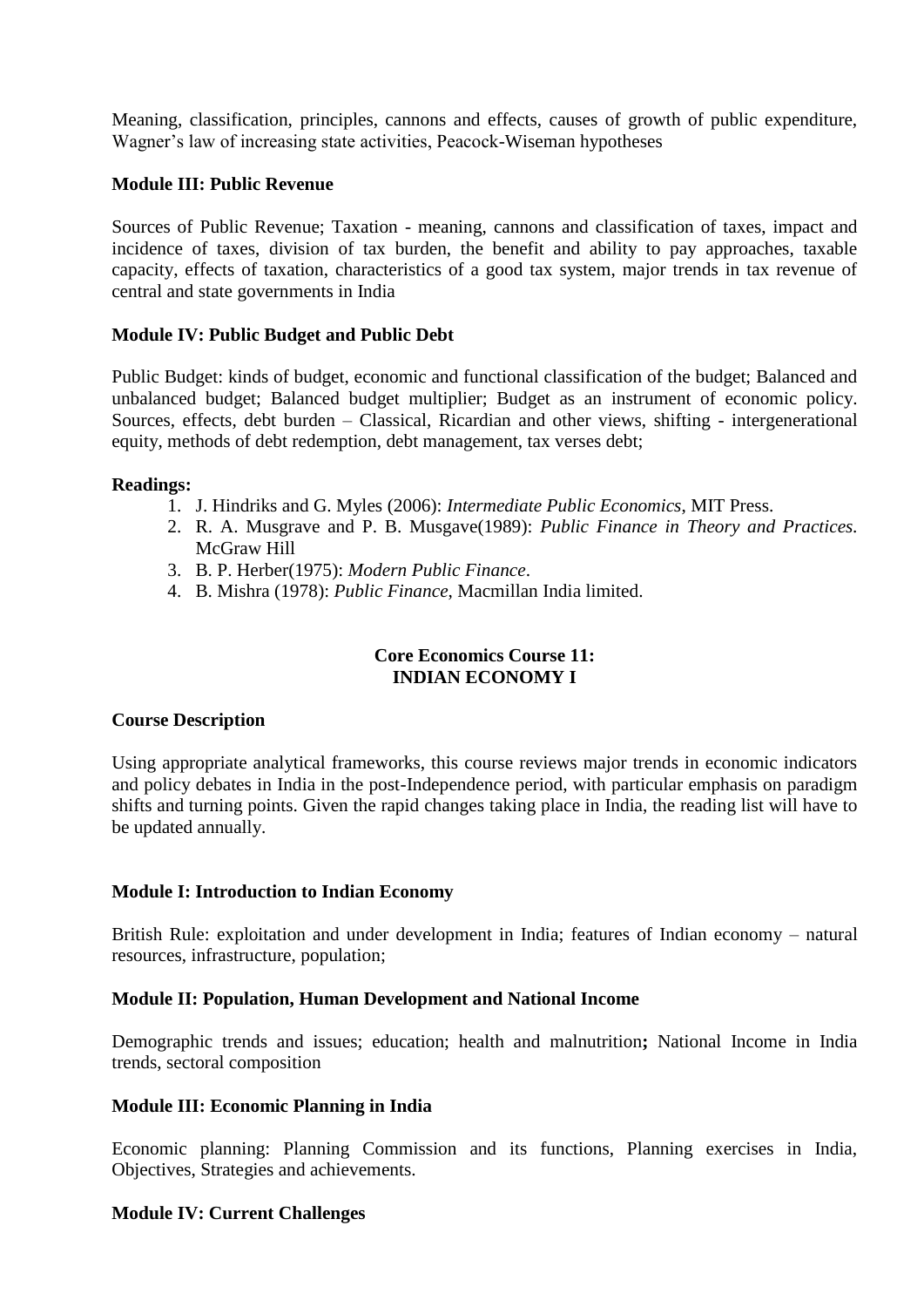Meaning, classification, principles, cannons and effects, causes of growth of public expenditure, Wagner's law of increasing state activities, Peacock-Wiseman hypotheses

**Module III: Public Revenue**

Sources of Public Revenue; Taxation - meaning, cannons and classification of taxes, impact and incidence of taxes, division of tax burden, the benefit and ability to pay approaches, taxable capacity, effects of taxation, characteristics of a good tax system, major trends in tax revenue of central and state governments in India

**Module IV: Public Budget and Public Debt**

Public Budget: kinds of budget, economic and functional classification of the budget; Balanced and unbalanced budget; Balanced budget multiplier; Budget as an instrument of economic policy. Sources, effects, debt burden – Classical, Ricardian and other views, shifting - intergenerational equity, methods of debt redemption, debt management, tax verses debt;

**Readings:**

1. J. Hindriks and G. Myles (2006): *Intermediate Public Economics*, MIT Press.
2. R. A. Musgrave and P. B. Musgave(1989): *Public Finance in Theory and Practices.* McGraw Hill
3. B. P. Herber(1975): *Modern Public Finance*.
4. B. Mishra (1978): *Public Finance*, Macmillan India limited.

## Core Economics Course 11: INDIAN ECONOMY I

**Course Description**

Using appropriate analytical frameworks, this course reviews major trends in economic indicators and policy debates in India in the post-Independence period, with particular emphasis on paradigm shifts and turning points. Given the rapid changes taking place in India, the reading list will have to be updated annually.

**Module I: Introduction to Indian Economy**

British Rule: exploitation and under development in India; features of Indian economy – natural resources, infrastructure, population;

**Module II: Population, Human Development and National Income**

Demographic trends and issues; education; health and malnutrition**;** National Income in India trends, sectoral composition

**Module III: Economic Planning in India**

Economic planning: Planning Commission and its functions, Planning exercises in India, Objectives, Strategies and achievements.

**Module IV: Current Challenges**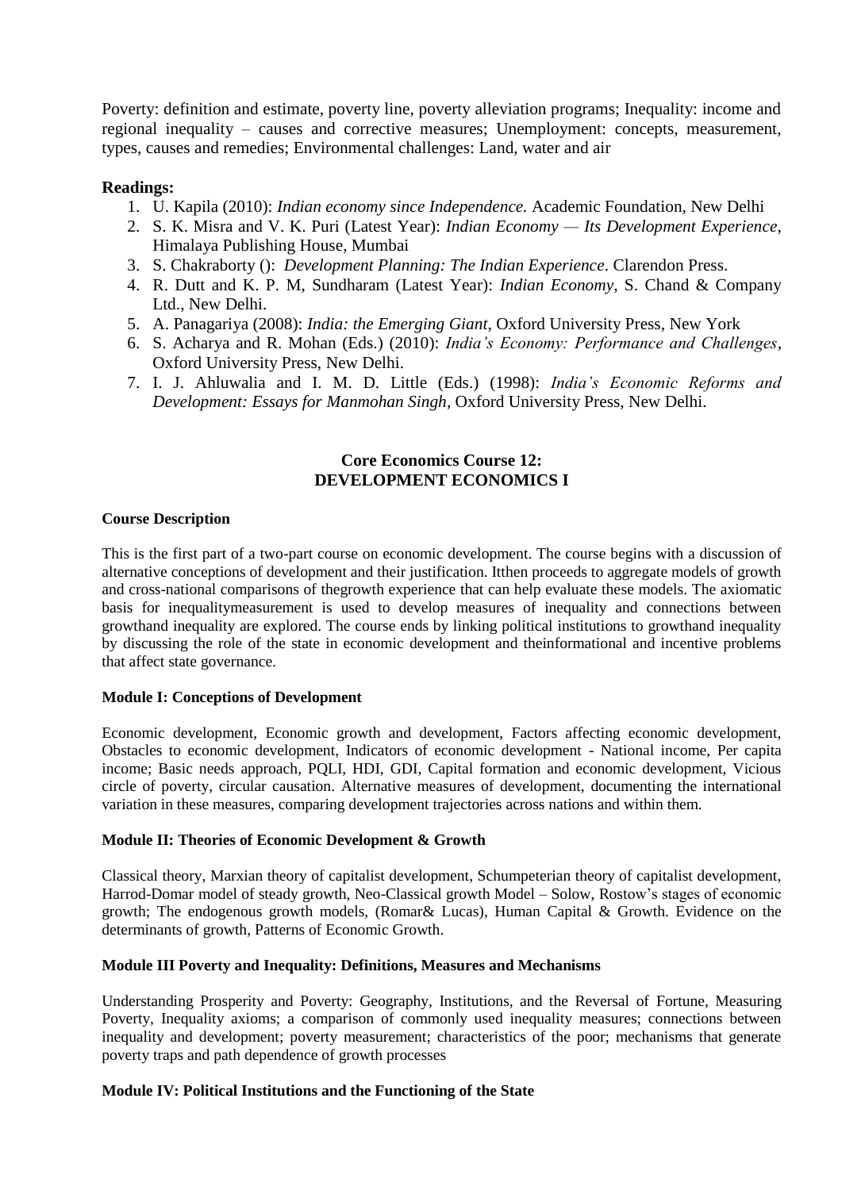Poverty: definition and estimate, poverty line, poverty alleviation programs; Inequality: income and regional inequality – causes and corrective measures; Unemployment: concepts, measurement, types, causes and remedies; Environmental challenges: Land, water and air

**Readings:**

1. U. Kapila (2010): *Indian economy since Independence.* Academic Foundation, New Delhi
2. S. K. Misra and V. K. Puri (Latest Year): *Indian Economy — Its Development Experience*, Himalaya Publishing House, Mumbai
3. S. Chakraborty (): *Development Planning: The Indian Experience*. Clarendon Press.
4. R. Dutt and K. P. M, Sundharam (Latest Year): *Indian Economy*, S. Chand & Company Ltd., New Delhi.
5. A. Panagariya (2008): *India: the Emerging Giant*, Oxford University Press, New York
6. S. Acharya and R. Mohan (Eds.) (2010): *India's Economy: Performance and Challenges*, Oxford University Press, New Delhi.
7. I. J. Ahluwalia and I. M. D. Little (Eds.) (1998): *India's Economic Reforms and Development: Essays for Manmohan Singh*, Oxford University Press, New Delhi.

## Core Economics Course 12:
## DEVELOPMENT ECONOMICS I

**Course Description**

This is the first part of a two-part course on economic development. The course begins with a discussion of alternative conceptions of development and their justification. Itthen proceeds to aggregate models of growth and cross-national comparisons of thegrowth experience that can help evaluate these models. The axiomatic basis for inequalitymeasurement is used to develop measures of inequality and connections between growthand inequality are explored. The course ends by linking political institutions to growthand inequality by discussing the role of the state in economic development and theinformational and incentive problems that affect state governance.

**Module I: Conceptions of Development**

Economic development, Economic growth and development, Factors affecting economic development, Obstacles to economic development, Indicators of economic development - National income, Per capita income; Basic needs approach, PQLI, HDI, GDI, Capital formation and economic development, Vicious circle of poverty, circular causation. Alternative measures of development, documenting the international variation in these measures, comparing development trajectories across nations and within them.

**Module II: Theories of Economic Development & Growth**

Classical theory, Marxian theory of capitalist development, Schumpeterian theory of capitalist development, Harrod-Domar model of steady growth, Neo-Classical growth Model – Solow, Rostow's stages of economic growth; The endogenous growth models, (Romar& Lucas), Human Capital & Growth. Evidence on the determinants of growth, Patterns of Economic Growth.

**Module III Poverty and Inequality: Definitions, Measures and Mechanisms**

Understanding Prosperity and Poverty: Geography, Institutions, and the Reversal of Fortune, Measuring Poverty, Inequality axioms; a comparison of commonly used inequality measures; connections between inequality and development; poverty measurement; characteristics of the poor; mechanisms that generate poverty traps and path dependence of growth processes

**Module IV: Political Institutions and the Functioning of the State**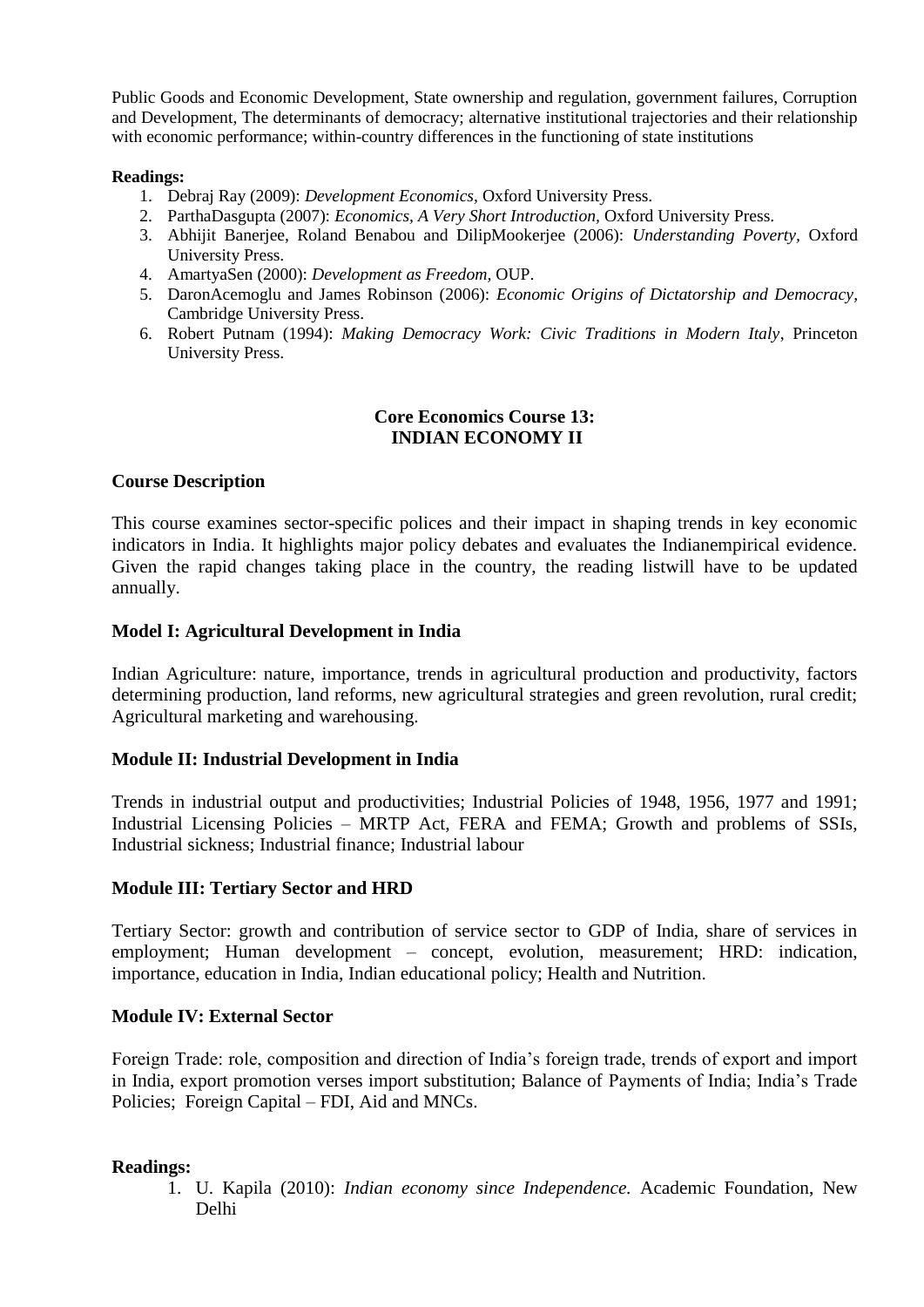Public Goods and Economic Development, State ownership and regulation, government failures, Corruption and Development, The determinants of democracy; alternative institutional trajectories and their relationship with economic performance; within-country differences in the functioning of state institutions

**Readings:**

1. Debraj Ray (2009): *Development Economics*, Oxford University Press.
2. ParthaDasgupta (2007): *Economics, A Very Short Introduction*, Oxford University Press.
3. Abhijit Banerjee, Roland Benabou and DilipMookerjee (2006): *Understanding Poverty*, Oxford University Press.
4. AmartyaSen (2000): *Development as Freedom*, OUP.
5. DaronAcemoglu and James Robinson (2006): *Economic Origins of Dictatorship and Democracy*, Cambridge University Press.
6. Robert Putnam (1994): *Making Democracy Work: Civic Traditions in Modern Italy*, Princeton University Press.

## Core Economics Course 13: INDIAN ECONOMY II

**Course Description**

This course examines sector-specific polices and their impact in shaping trends in key economic indicators in India. It highlights major policy debates and evaluates the Indianempirical evidence. Given the rapid changes taking place in the country, the reading listwill have to be updated annually.

**Model I: Agricultural Development in India**

Indian Agriculture: nature, importance, trends in agricultural production and productivity, factors determining production, land reforms, new agricultural strategies and green revolution, rural credit; Agricultural marketing and warehousing.

**Module II: Industrial Development in India**

Trends in industrial output and productivities; Industrial Policies of 1948, 1956, 1977 and 1991; Industrial Licensing Policies – MRTP Act, FERA and FEMA; Growth and problems of SSIs, Industrial sickness; Industrial finance; Industrial labour

**Module III: Tertiary Sector and HRD**

Tertiary Sector: growth and contribution of service sector to GDP of India, share of services in employment; Human development – concept, evolution, measurement; HRD: indication, importance, education in India, Indian educational policy; Health and Nutrition.

**Module IV: External Sector**

Foreign Trade: role, composition and direction of India's foreign trade, trends of export and import in India, export promotion verses import substitution; Balance of Payments of India; India's Trade Policies; Foreign Capital – FDI, Aid and MNCs.

**Readings:**

1. U. Kapila (2010): *Indian economy since Independence.* Academic Foundation, New Delhi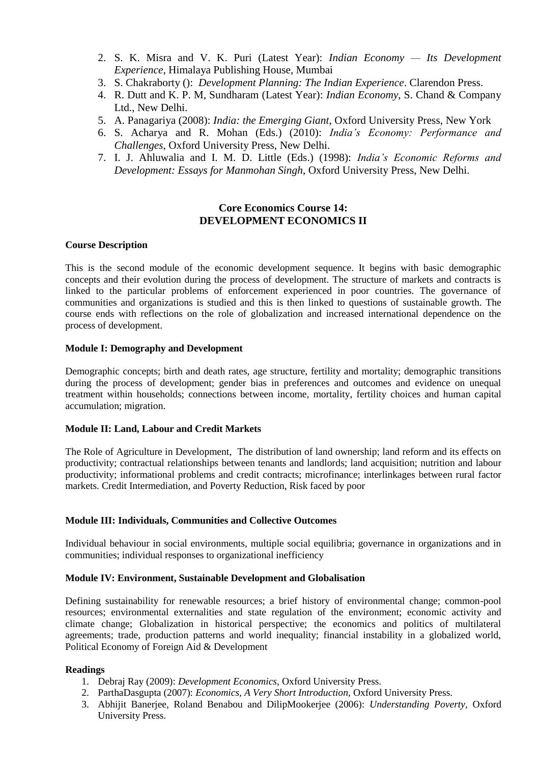2. S. K. Misra and V. K. Puri (Latest Year): *Indian Economy — Its Development Experience*, Himalaya Publishing House, Mumbai
3. S. Chakraborty (): *Development Planning: The Indian Experience*. Clarendon Press.
4. R. Dutt and K. P. M, Sundharam (Latest Year): *Indian Economy*, S. Chand & Company Ltd., New Delhi.
5. A. Panagariya (2008): *India: the Emerging Giant*, Oxford University Press, New York
6. S. Acharya and R. Mohan (Eds.) (2010): *India's Economy: Performance and Challenges*, Oxford University Press, New Delhi.
7. I. J. Ahluwalia and I. M. D. Little (Eds.) (1998): *India's Economic Reforms and Development: Essays for Manmohan Singh*, Oxford University Press, New Delhi.

## Core Economics Course 14: DEVELOPMENT ECONOMICS II

**Course Description**

This is the second module of the economic development sequence. It begins with basic demographic concepts and their evolution during the process of development. The structure of markets and contracts is linked to the particular problems of enforcement experienced in poor countries. The governance of communities and organizations is studied and this is then linked to questions of sustainable growth. The course ends with reflections on the role of globalization and increased international dependence on the process of development.

**Module I: Demography and Development**

Demographic concepts; birth and death rates, age structure, fertility and mortality; demographic transitions during the process of development; gender bias in preferences and outcomes and evidence on unequal treatment within households; connections between income, mortality, fertility choices and human capital accumulation; migration.

**Module II: Land, Labour and Credit Markets**

The Role of Agriculture in Development, The distribution of land ownership; land reform and its effects on productivity; contractual relationships between tenants and landlords; land acquisition; nutrition and labour productivity; informational problems and credit contracts; microfinance; interlinkages between rural factor markets. Credit Intermediation, and Poverty Reduction, Risk faced by poor

**Module III: Individuals, Communities and Collective Outcomes**

Individual behaviour in social environments, multiple social equilibria; governance in organizations and in communities; individual responses to organizational inefficiency

**Module IV: Environment, Sustainable Development and Globalisation**

Defining sustainability for renewable resources; a brief history of environmental change; common-pool resources; environmental externalities and state regulation of the environment; economic activity and climate change; Globalization in historical perspective; the economics and politics of multilateral agreements; trade, production patterns and world inequality; financial instability in a globalized world, Political Economy of Foreign Aid & Development

**Readings**

1. Debraj Ray (2009): *Development Economics*, Oxford University Press.
2. ParthaDasgupta (2007): *Economics, A Very Short Introduction*, Oxford University Press.
3. Abhijit Banerjee, Roland Benabou and DilipMookerjee (2006): *Understanding Poverty*, Oxford University Press.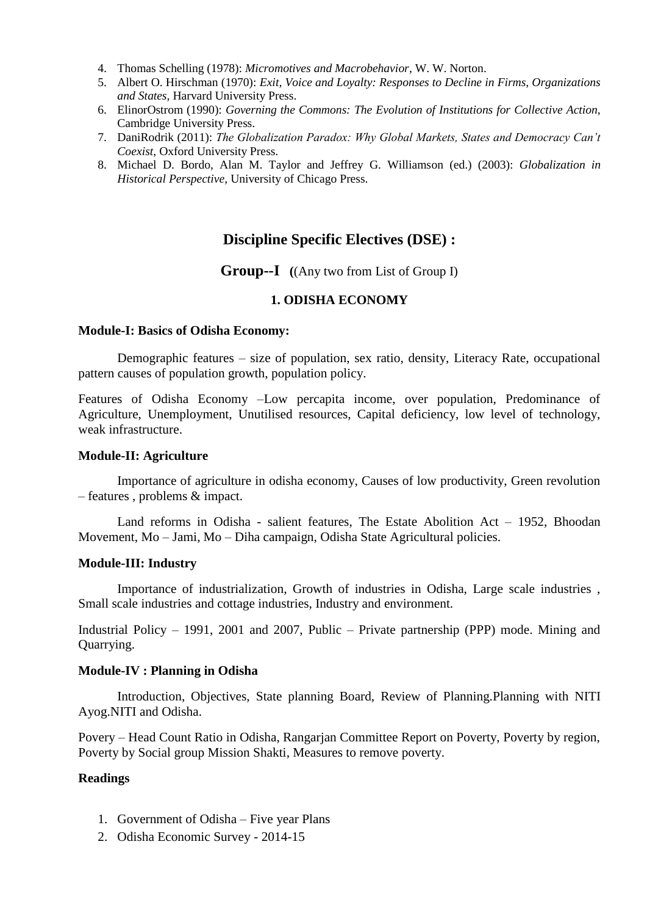4. Thomas Schelling (1978): *Micromotives and Macrobehavior*, W. W. Norton.
5. Albert O. Hirschman (1970): *Exit, Voice and Loyalty: Responses to Decline in Firms, Organizations and States,* Harvard University Press.
6. ElinorOstrom (1990): *Governing the Commons: The Evolution of Institutions for Collective Action,* Cambridge University Press.
7. DaniRodrik (2011): *The Globalization Paradox: Why Global Markets, States and Democracy Can't Coexist,* Oxford University Press.
8. Michael D. Bordo, Alan M. Taylor and Jeffrey G. Williamson (ed.) (2003): *Globalization in Historical Perspective*, University of Chicago Press.

## Discipline Specific Electives (DSE) :

### Group--I ((Any two from List of Group I)

#### 1. ODISHA ECONOMY

**Module-I: Basics of Odisha Economy:**

Demographic features – size of population, sex ratio, density, Literacy Rate, occupational pattern causes of population growth, population policy.

Features of Odisha Economy –Low percapita income, over population, Predominance of Agriculture, Unemployment, Unutilised resources, Capital deficiency, low level of technology, weak infrastructure.

**Module-II: Agriculture**

Importance of agriculture in odisha economy, Causes of low productivity, Green revolution – features , problems & impact.

Land reforms in Odisha - salient features, The Estate Abolition Act – 1952, Bhoodan Movement, Mo – Jami, Mo – Diha campaign, Odisha State Agricultural policies.

**Module-III: Industry**

Importance of industrialization, Growth of industries in Odisha, Large scale industries , Small scale industries and cottage industries, Industry and environment.

Industrial Policy – 1991, 2001 and 2007, Public – Private partnership (PPP) mode. Mining and Quarrying.

**Module-IV : Planning in Odisha**

Introduction, Objectives, State planning Board, Review of Planning.Planning with NITI Ayog.NITI and Odisha.

Povery – Head Count Ratio in Odisha, Rangarjan Committee Report on Poverty, Poverty by region, Poverty by Social group Mission Shakti, Measures to remove poverty.

**Readings**

1. Government of Odisha – Five year Plans
2. Odisha Economic Survey - 2014-15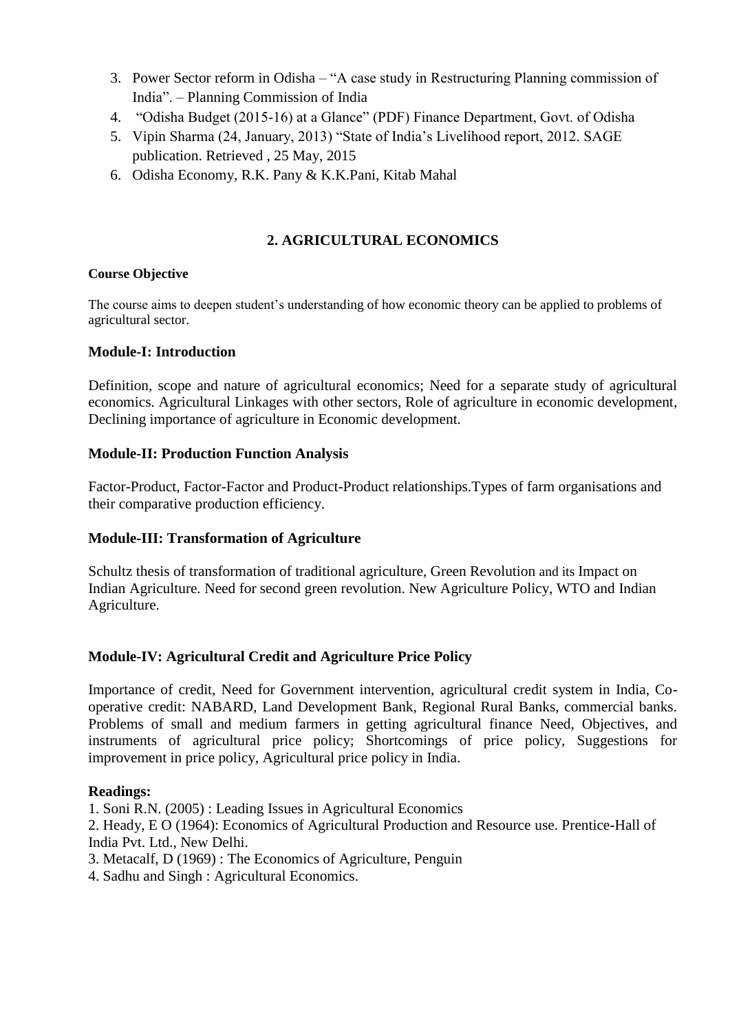3. Power Sector reform in Odisha – "A case study in Restructuring Planning commission of India". – Planning Commission of India
4. "Odisha Budget (2015-16) at a Glance" (PDF) Finance Department, Govt. of Odisha
5. Vipin Sharma (24, January, 2013) "State of India's Livelihood report, 2012. SAGE publication. Retrieved , 25 May, 2015
6. Odisha Economy, R.K. Pany & K.K.Pani, Kitab Mahal

## 2. AGRICULTURAL ECONOMICS

**Course Objective**

The course aims to deepen student's understanding of how economic theory can be applied to problems of agricultural sector.

### Module-I: Introduction

Definition, scope and nature of agricultural economics; Need for a separate study of agricultural economics. Agricultural Linkages with other sectors, Role of agriculture in economic development, Declining importance of agriculture in Economic development.

### Module-II: Production Function Analysis

Factor-Product, Factor-Factor and Product-Product relationships.Types of farm organisations and their comparative production efficiency.

### Module-III: Transformation of Agriculture

Schultz thesis of transformation of traditional agriculture, Green Revolution and its Impact on Indian Agriculture. Need for second green revolution. New Agriculture Policy, WTO and Indian Agriculture.

### Module-IV: Agricultural Credit and Agriculture Price Policy

Importance of credit, Need for Government intervention, agricultural credit system in India, Co-operative credit: NABARD, Land Development Bank, Regional Rural Banks, commercial banks. Problems of small and medium farmers in getting agricultural finance Need, Objectives, and instruments of agricultural price policy; Shortcomings of price policy, Suggestions for improvement in price policy, Agricultural price policy in India.

**Readings:**

1. Soni R.N. (2005) : Leading Issues in Agricultural Economics
2. Heady, E O (1964): Economics of Agricultural Production and Resource use. Prentice-Hall of India Pvt. Ltd., New Delhi.
3. Metacalf, D (1969) : The Economics of Agriculture, Penguin
4. Sadhu and Singh : Agricultural Economics.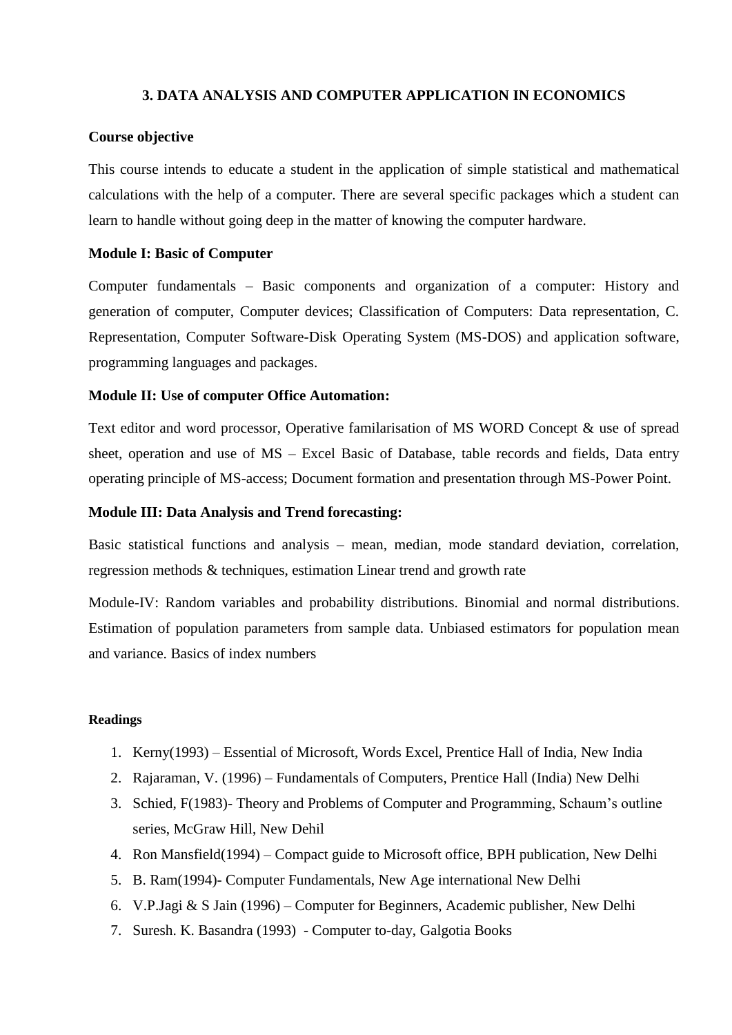## 3. DATA ANALYSIS AND COMPUTER APPLICATION IN ECONOMICS

**Course objective**

This course intends to educate a student in the application of simple statistical and mathematical calculations with the help of a computer. There are several specific packages which a student can learn to handle without going deep in the matter of knowing the computer hardware.

**Module I: Basic of Computer**

Computer fundamentals – Basic components and organization of a computer: History and generation of computer, Computer devices; Classification of Computers: Data representation, C. Representation, Computer Software-Disk Operating System (MS-DOS) and application software, programming languages and packages.

**Module II: Use of computer Office Automation:**

Text editor and word processor, Operative familarisation of MS WORD Concept & use of spread sheet, operation and use of MS – Excel Basic of Database, table records and fields, Data entry operating principle of MS-access; Document formation and presentation through MS-Power Point.

**Module III: Data Analysis and Trend forecasting:**

Basic statistical functions and analysis – mean, median, mode standard deviation, correlation, regression methods & techniques, estimation Linear trend and growth rate

Module-IV: Random variables and probability distributions. Binomial and normal distributions. Estimation of population parameters from sample data. Unbiased estimators for population mean and variance. Basics of index numbers

**Readings**

1. Kerny(1993) – Essential of Microsoft, Words Excel, Prentice Hall of India, New India
2. Rajaraman, V. (1996) – Fundamentals of Computers, Prentice Hall (India) New Delhi
3. Schied, F(1983)- Theory and Problems of Computer and Programming, Schaum's outline series, McGraw Hill, New Dehil
4. Ron Mansfield(1994) – Compact guide to Microsoft office, BPH publication, New Delhi
5. B. Ram(1994)- Computer Fundamentals, New Age international New Delhi
6. V.P.Jagi & S Jain (1996) – Computer for Beginners, Academic publisher, New Delhi
7. Suresh. K. Basandra (1993) - Computer to-day, Galgotia Books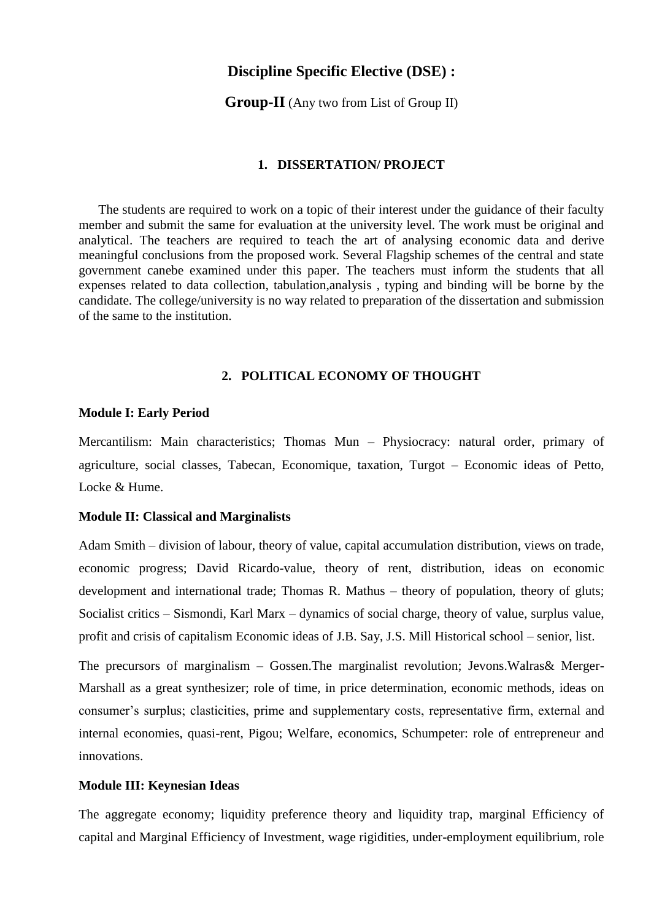# Discipline Specific Elective (DSE) :

## Group-II (Any two from List of Group II)

### 1. DISSERTATION/ PROJECT

The students are required to work on a topic of their interest under the guidance of their faculty member and submit the same for evaluation at the university level. The work must be original and analytical. The teachers are required to teach the art of analysing economic data and derive meaningful conclusions from the proposed work. Several Flagship schemes of the central and state government canebe examined under this paper. The teachers must inform the students that all expenses related to data collection, tabulation,analysis , typing and binding will be borne by the candidate. The college/university is no way related to preparation of the dissertation and submission of the same to the institution.

### 2. POLITICAL ECONOMY OF THOUGHT

**Module I: Early Period**

Mercantilism: Main characteristics; Thomas Mun – Physiocracy: natural order, primary of agriculture, social classes, Tabecan, Economique, taxation, Turgot – Economic ideas of Petto, Locke & Hume.

**Module II: Classical and Marginalists**

Adam Smith – division of labour, theory of value, capital accumulation distribution, views on trade, economic progress; David Ricardo-value, theory of rent, distribution, ideas on economic development and international trade; Thomas R. Mathus – theory of population, theory of gluts; Socialist critics – Sismondi, Karl Marx – dynamics of social charge, theory of value, surplus value, profit and crisis of capitalism Economic ideas of J.B. Say, J.S. Mill Historical school – senior, list.

The precursors of marginalism – Gossen.The marginalist revolution; Jevons.Walras& Merger-Marshall as a great synthesizer; role of time, in price determination, economic methods, ideas on consumer's surplus; clasticities, prime and supplementary costs, representative firm, external and internal economies, quasi-rent, Pigou; Welfare, economics, Schumpeter: role of entrepreneur and innovations.

**Module III: Keynesian Ideas**

The aggregate economy; liquidity preference theory and liquidity trap, marginal Efficiency of capital and Marginal Efficiency of Investment, wage rigidities, under-employment equilibrium, role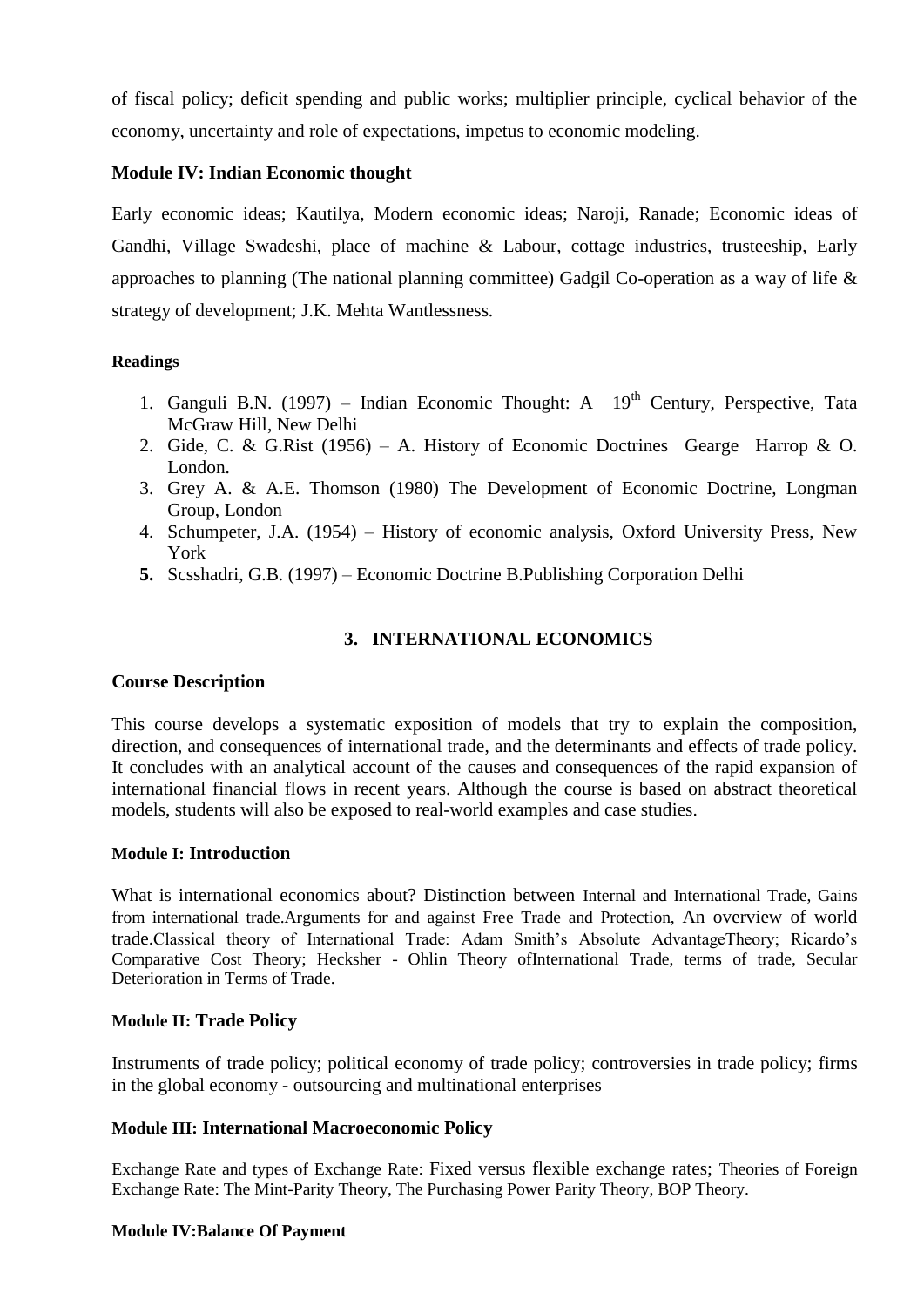of fiscal policy; deficit spending and public works; multiplier principle, cyclical behavior of the economy, uncertainty and role of expectations, impetus to economic modeling.

**Module IV: Indian Economic thought**

Early economic ideas; Kautilya, Modern economic ideas; Naroji, Ranade; Economic ideas of Gandhi, Village Swadeshi, place of machine & Labour, cottage industries, trusteeship, Early approaches to planning (The national planning committee) Gadgil Co-operation as a way of life & strategy of development; J.K. Mehta Wantlessness.

**Readings**

1. Ganguli B.N. (1997) – Indian Economic Thought: A 19th Century, Perspective, Tata McGraw Hill, New Delhi
2. Gide, C. & G.Rist (1956) – A. History of Economic Doctrines Gearge Harrop & O. London.
3. Grey A. & A.E. Thomson (1980) The Development of Economic Doctrine, Longman Group, London
4. Schumpeter, J.A. (1954) – History of economic analysis, Oxford University Press, New York
5. Scsshadri, G.B. (1997) – Economic Doctrine B.Publishing Corporation Delhi

## 3. INTERNATIONAL ECONOMICS

**Course Description**

This course develops a systematic exposition of models that try to explain the composition, direction, and consequences of international trade, and the determinants and effects of trade policy. It concludes with an analytical account of the causes and consequences of the rapid expansion of international financial flows in recent years. Although the course is based on abstract theoretical models, students will also be exposed to real-world examples and case studies.

**Module I: Introduction**

What is international economics about? Distinction between Internal and International Trade, Gains from international trade.Arguments for and against Free Trade and Protection, An overview of world trade.Classical theory of International Trade: Adam Smith's Absolute AdvantageTheory; Ricardo's Comparative Cost Theory; Hecksher - Ohlin Theory ofInternational Trade, terms of trade, Secular Deterioration in Terms of Trade.

**Module II: Trade Policy**

Instruments of trade policy; political economy of trade policy; controversies in trade policy; firms in the global economy - outsourcing and multinational enterprises

**Module III: International Macroeconomic Policy**

Exchange Rate and types of Exchange Rate: Fixed versus flexible exchange rates; Theories of Foreign Exchange Rate: The Mint-Parity Theory, The Purchasing Power Parity Theory, BOP Theory.

**Module IV:Balance Of Payment**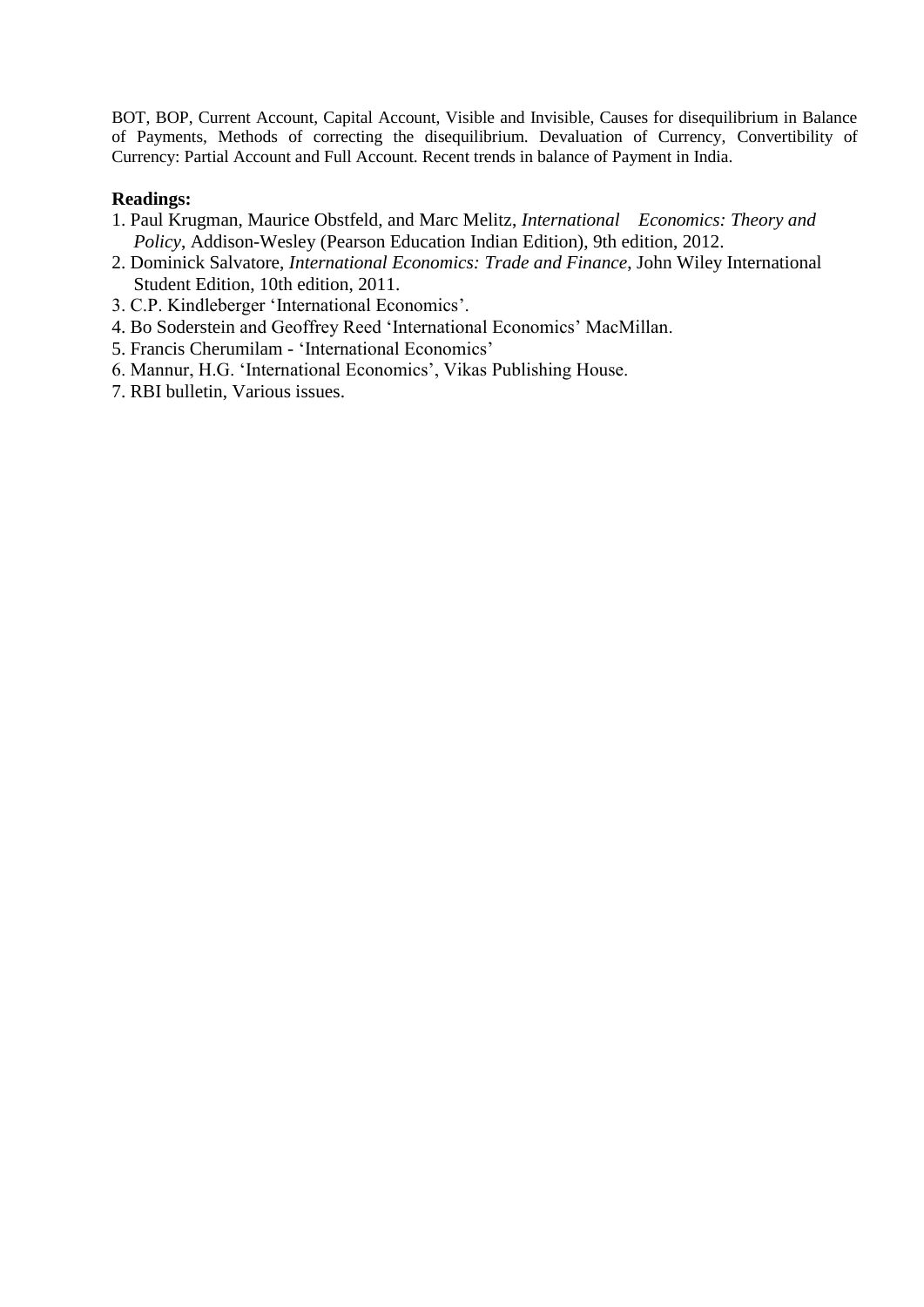BOT, BOP, Current Account, Capital Account, Visible and Invisible, Causes for disequilibrium in Balance of Payments, Methods of correcting the disequilibrium. Devaluation of Currency, Convertibility of Currency: Partial Account and Full Account. Recent trends in balance of Payment in India.

**Readings:**

1. Paul Krugman, Maurice Obstfeld, and Marc Melitz, *International Economics: Theory and Policy*, Addison-Wesley (Pearson Education Indian Edition), 9th edition, 2012.
2. Dominick Salvatore, *International Economics: Trade and Finance*, John Wiley International Student Edition, 10th edition, 2011.
3. C.P. Kindleberger 'International Economics'.
4. Bo Soderstein and Geoffrey Reed 'International Economics' MacMillan.
5. Francis Cherumilam - 'International Economics'
6. Mannur, H.G. 'International Economics', Vikas Publishing House.
7. RBI bulletin, Various issues.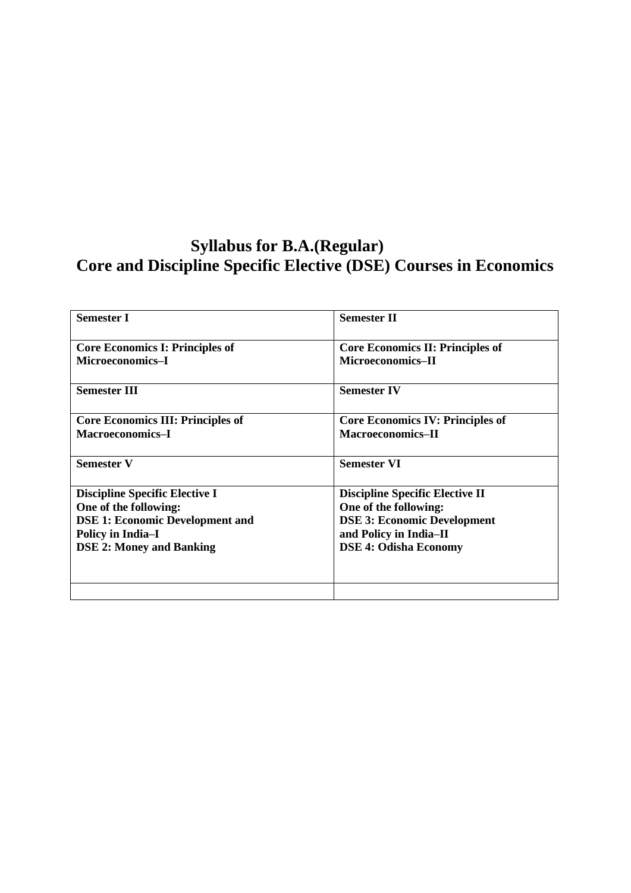# Syllabus for B.A.(Regular)
# Core and Discipline Specific Elective (DSE) Courses in Economics

| **Semester I** | **Semester II** |
|---|---|
| **Core Economics I: Principles of Microeconomics–I** | **Core Economics II: Principles of Microeconomics–II** |
| **Semester III** | **Semester IV** |
| **Core Economics III: Principles of Macroeconomics–I** | **Core Economics IV: Principles of Macroeconomics–II** |
| **Semester V** | **Semester VI** |
| **Discipline Specific Elective I**<br>**One of the following:**<br>**DSE 1: Economic Development and Policy in India–I**<br>**DSE 2: Money and Banking** | **Discipline Specific Elective II**<br>**One of the following:**<br>**DSE 3: Economic Development and Policy in India–II**<br>**DSE 4: Odisha Economy** |
| | |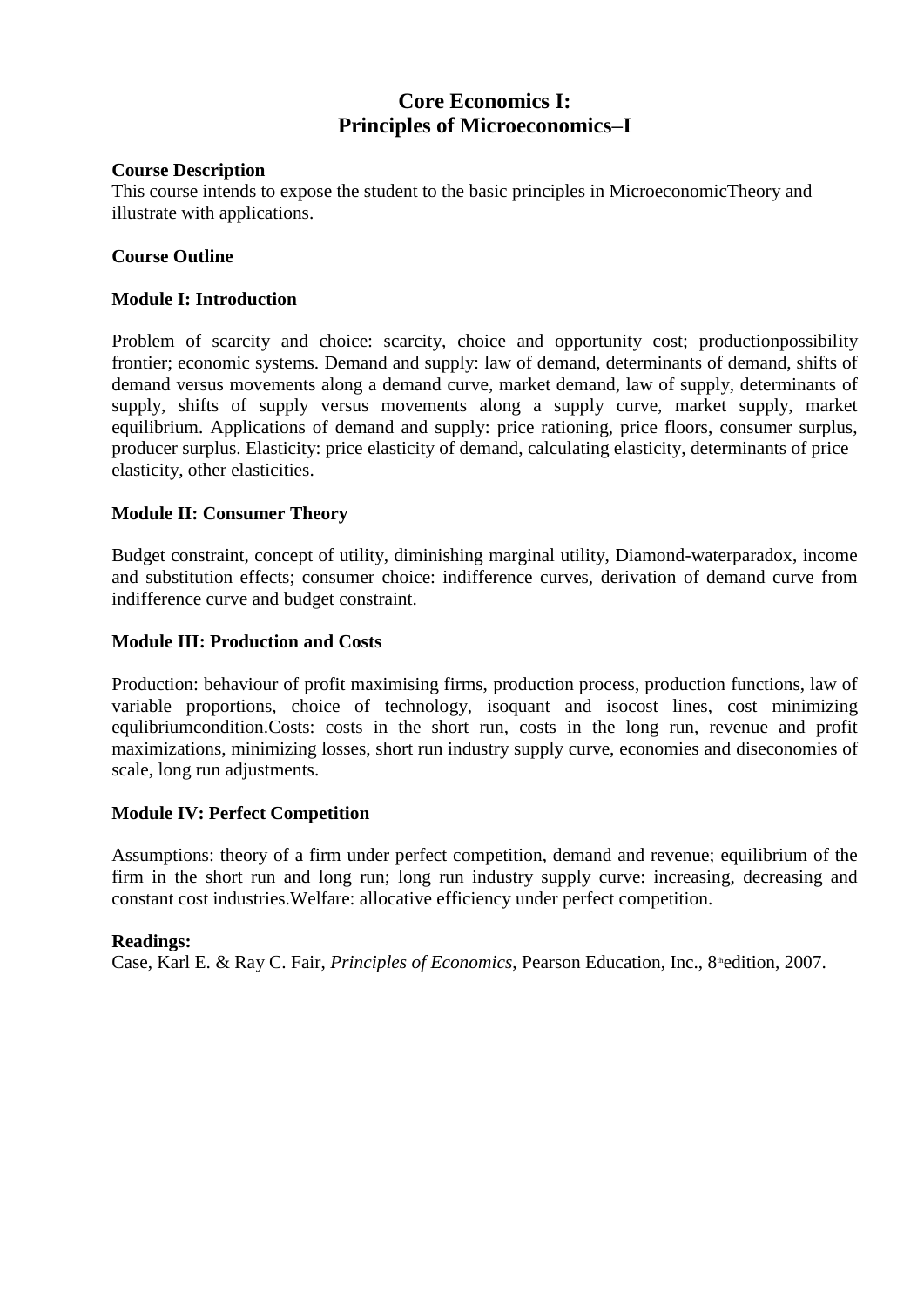# Core Economics I:
# Principles of Microeconomics–I

**Course Description**

This course intends to expose the student to the basic principles in MicroeconomicTheory and illustrate with applications.

**Course Outline**

**Module I: Introduction**

Problem of scarcity and choice: scarcity, choice and opportunity cost; productionpossibility frontier; economic systems. Demand and supply: law of demand, determinants of demand, shifts of demand versus movements along a demand curve, market demand, law of supply, determinants of supply, shifts of supply versus movements along a supply curve, market supply, market equilibrium. Applications of demand and supply: price rationing, price floors, consumer surplus, producer surplus. Elasticity: price elasticity of demand, calculating elasticity, determinants of price elasticity, other elasticities.

**Module II: Consumer Theory**

Budget constraint, concept of utility, diminishing marginal utility, Diamond-waterparadox, income and substitution effects; consumer choice: indifference curves, derivation of demand curve from indifference curve and budget constraint.

**Module III: Production and Costs**

Production: behaviour of profit maximising firms, production process, production functions, law of variable proportions, choice of technology, isoquant and isocost lines, cost minimizing equlibriumcondition.Costs: costs in the short run, costs in the long run, revenue and profit maximizations, minimizing losses, short run industry supply curve, economies and diseconomies of scale, long run adjustments.

**Module IV: Perfect Competition**

Assumptions: theory of a firm under perfect competition, demand and revenue; equilibrium of the firm in the short run and long run; long run industry supply curve: increasing, decreasing and constant cost industries.Welfare: allocative efficiency under perfect competition.

**Readings:**

Case, Karl E. & Ray C. Fair, *Principles of Economics*, Pearson Education, Inc., 8thedition, 2007.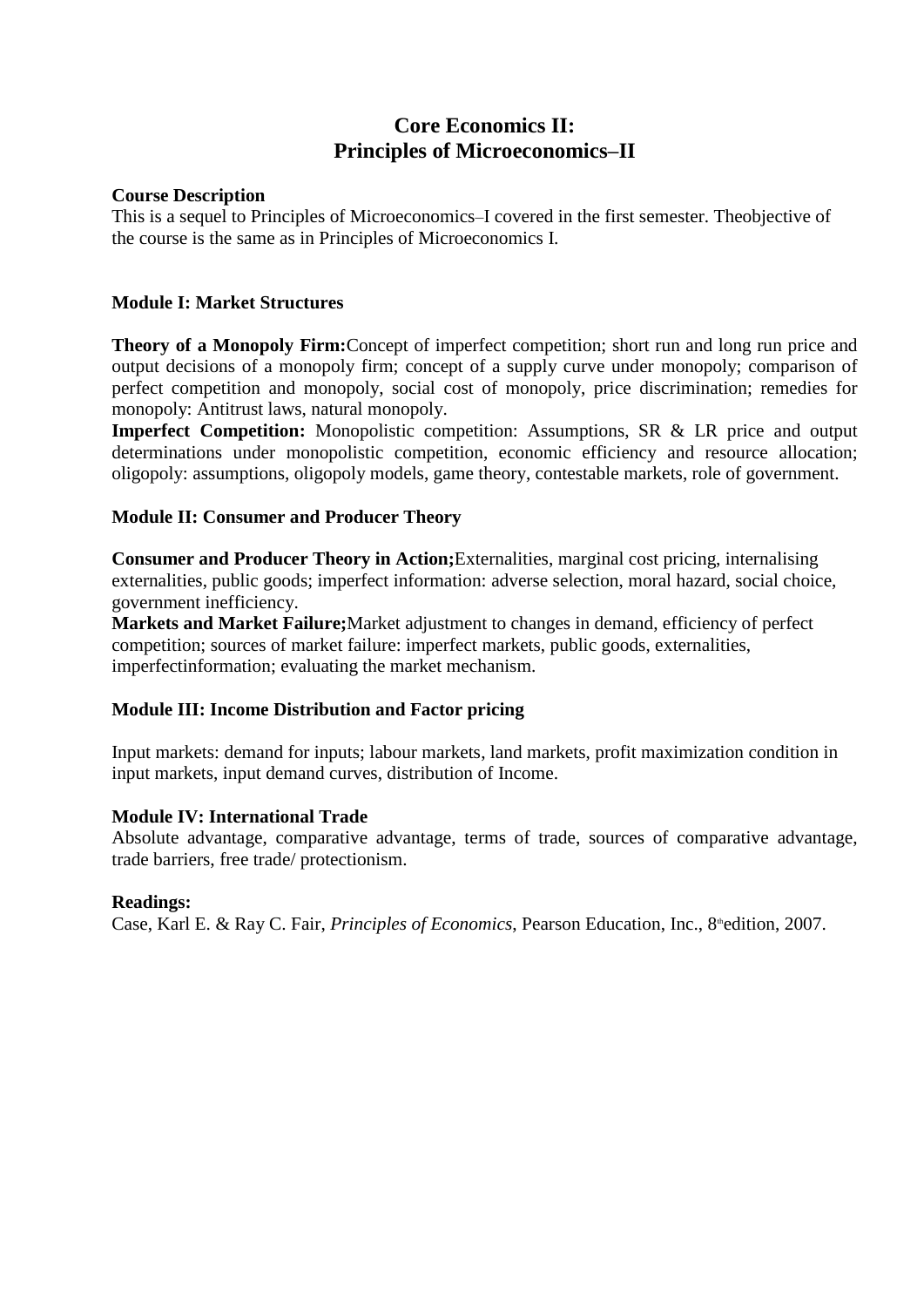# Core Economics II:
# Principles of Microeconomics–II

**Course Description**

This is a sequel to Principles of Microeconomics–I covered in the first semester. Theobjective of the course is the same as in Principles of Microeconomics I.

**Module I: Market Structures**

**Theory of a Monopoly Firm:**Concept of imperfect competition; short run and long run price and output decisions of a monopoly firm; concept of a supply curve under monopoly; comparison of perfect competition and monopoly, social cost of monopoly, price discrimination; remedies for monopoly: Antitrust laws, natural monopoly.

**Imperfect Competition:** Monopolistic competition: Assumptions, SR & LR price and output determinations under monopolistic competition, economic efficiency and resource allocation; oligopoly: assumptions, oligopoly models, game theory, contestable markets, role of government.

**Module II: Consumer and Producer Theory**

**Consumer and Producer Theory in Action;**Externalities, marginal cost pricing, internalising externalities, public goods; imperfect information: adverse selection, moral hazard, social choice, government inefficiency.

**Markets and Market Failure;**Market adjustment to changes in demand, efficiency of perfect competition; sources of market failure: imperfect markets, public goods, externalities, imperfectinformation; evaluating the market mechanism.

**Module III: Income Distribution and Factor pricing**

Input markets: demand for inputs; labour markets, land markets, profit maximization condition in input markets, input demand curves, distribution of Income.

**Module IV: International Trade**

Absolute advantage, comparative advantage, terms of trade, sources of comparative advantage, trade barriers, free trade/ protectionism.

**Readings:**

Case, Karl E. & Ray C. Fair, *Principles of Economics*, Pearson Education, Inc., 8th edition, 2007.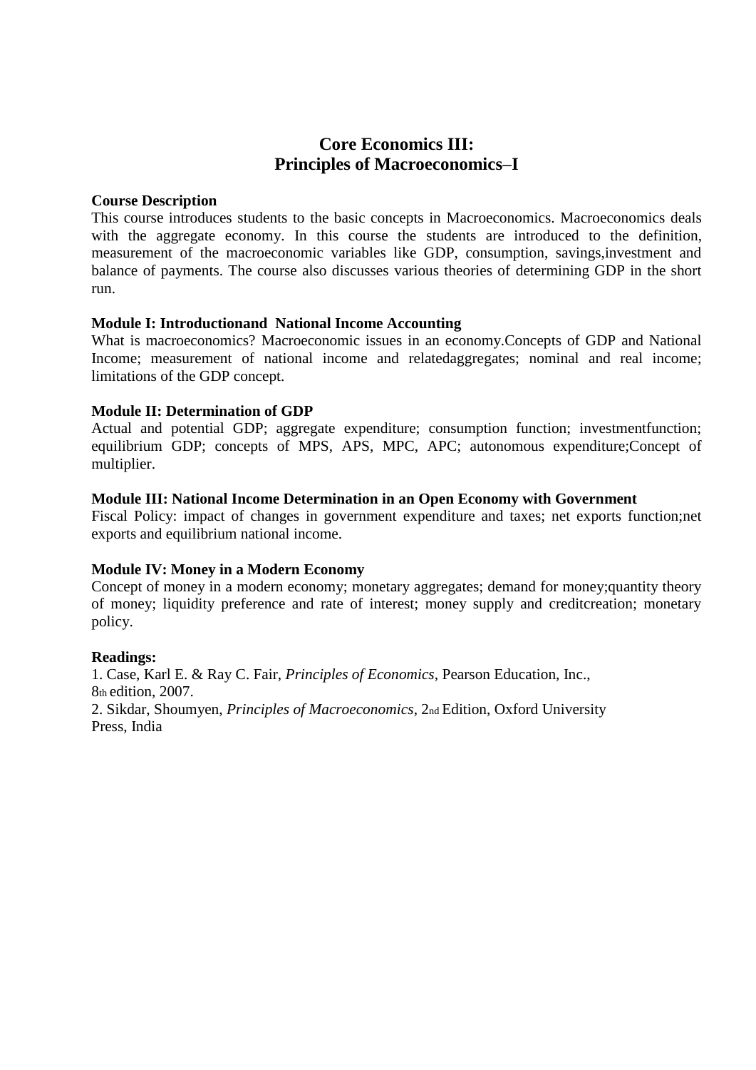## Core Economics III:
## Principles of Macroeconomics–I

**Course Description**

This course introduces students to the basic concepts in Macroeconomics. Macroeconomics deals with the aggregate economy. In this course the students are introduced to the definition, measurement of the macroeconomic variables like GDP, consumption, savings,investment and balance of payments. The course also discusses various theories of determining GDP in the short run.

**Module I: Introductionand National Income Accounting**

What is macroeconomics? Macroeconomic issues in an economy.Concepts of GDP and National Income; measurement of national income and relatedaggregates; nominal and real income; limitations of the GDP concept.

**Module II: Determination of GDP**

Actual and potential GDP; aggregate expenditure; consumption function; investmentfunction; equilibrium GDP; concepts of MPS, APS, MPC, APC; autonomous expenditure;Concept of multiplier.

**Module III: National Income Determination in an Open Economy with Government**

Fiscal Policy: impact of changes in government expenditure and taxes; net exports function;net exports and equilibrium national income.

**Module IV: Money in a Modern Economy**

Concept of money in a modern economy; monetary aggregates; demand for money;quantity theory of money; liquidity preference and rate of interest; money supply and creditcreation; monetary policy.

**Readings:**

1. Case, Karl E. & Ray C. Fair, *Principles of Economics*, Pearson Education, Inc., 8th edition, 2007.
2. Sikdar, Shoumyen, *Principles of Macroeconomics*, 2nd Edition, Oxford University Press, India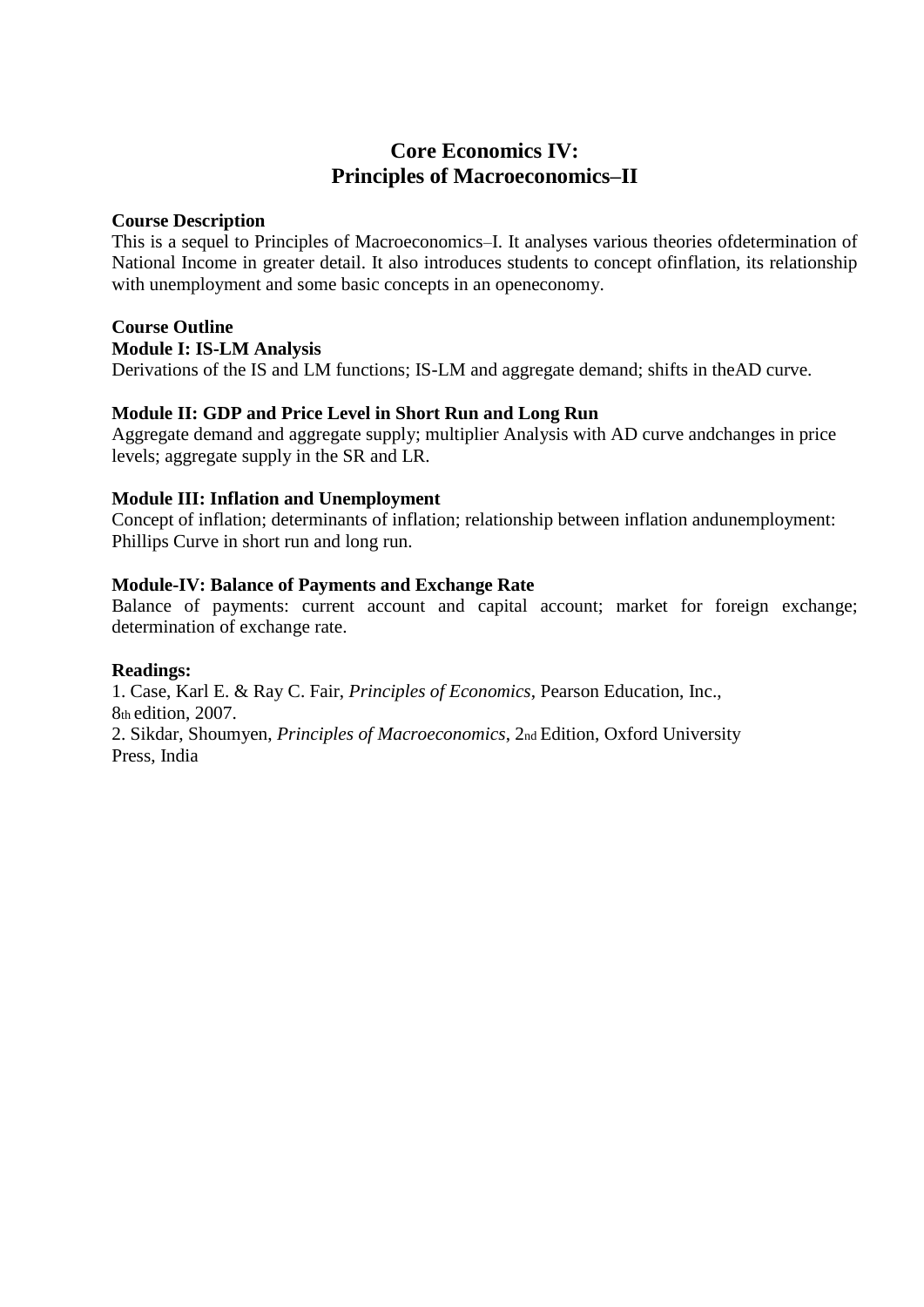# Core Economics IV:
# Principles of Macroeconomics–II

**Course Description**

This is a sequel to Principles of Macroeconomics–I. It analyses various theories ofdetermination of National Income in greater detail. It also introduces students to concept ofinflation, its relationship with unemployment and some basic concepts in an openeconomy.

**Course Outline**

**Module I: IS-LM Analysis**

Derivations of the IS and LM functions; IS-LM and aggregate demand; shifts in theAD curve.

**Module II: GDP and Price Level in Short Run and Long Run**

Aggregate demand and aggregate supply; multiplier Analysis with AD curve andchanges in price levels; aggregate supply in the SR and LR.

**Module III: Inflation and Unemployment**

Concept of inflation; determinants of inflation; relationship between inflation andunemployment: Phillips Curve in short run and long run.

**Module-IV: Balance of Payments and Exchange Rate**

Balance of payments: current account and capital account; market for foreign exchange; determination of exchange rate.

**Readings:**

1. Case, Karl E. & Ray C. Fair, *Principles of Economics*, Pearson Education, Inc., 8th edition, 2007.
2. Sikdar, Shoumyen, *Principles of Macroeconomics*, 2nd Edition, Oxford University Press, India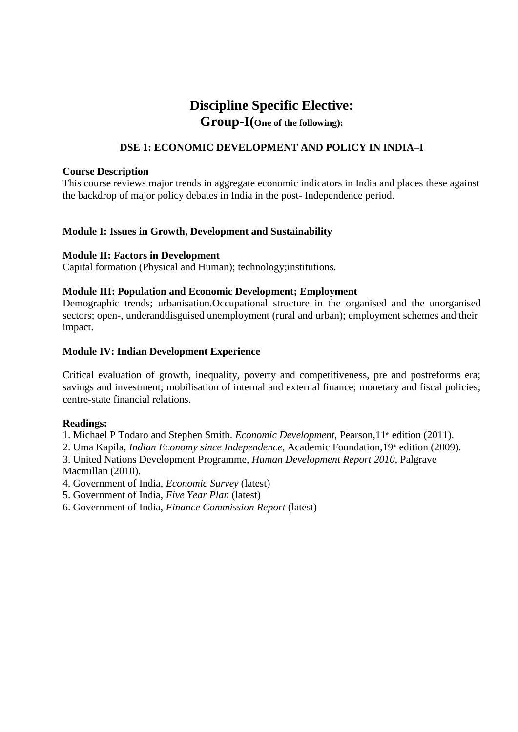# Discipline Specific Elective:
## Group-I(One of the following):

### DSE 1: ECONOMIC DEVELOPMENT AND POLICY IN INDIA–I

**Course Description**
This course reviews major trends in aggregate economic indicators in India and places these against the backdrop of major policy debates in India in the post- Independence period.

**Module I: Issues in Growth, Development and Sustainability**

**Module II: Factors in Development**
Capital formation (Physical and Human); technology;institutions.

**Module III: Population and Economic Development; Employment**
Demographic trends; urbanisation.Occupational structure in the organised and the unorganised sectors; open-, underanddisguised unemployment (rural and urban); employment schemes and their impact.

**Module IV: Indian Development Experience**

Critical evaluation of growth, inequality, poverty and competitiveness, pre and postreforms era; savings and investment; mobilisation of internal and external finance; monetary and fiscal policies; centre-state financial relations.

**Readings:**
1. Michael P Todaro and Stephen Smith. *Economic Development*, Pearson,11th edition (2011).
2. Uma Kapila, *Indian Economy since Independence*, Academic Foundation,19th edition (2009).
3. United Nations Development Programme, *Human Development Report 2010*, Palgrave Macmillan (2010).
4. Government of India, *Economic Survey* (latest)
5. Government of India, *Five Year Plan* (latest)
6. Government of India, *Finance Commission Report* (latest)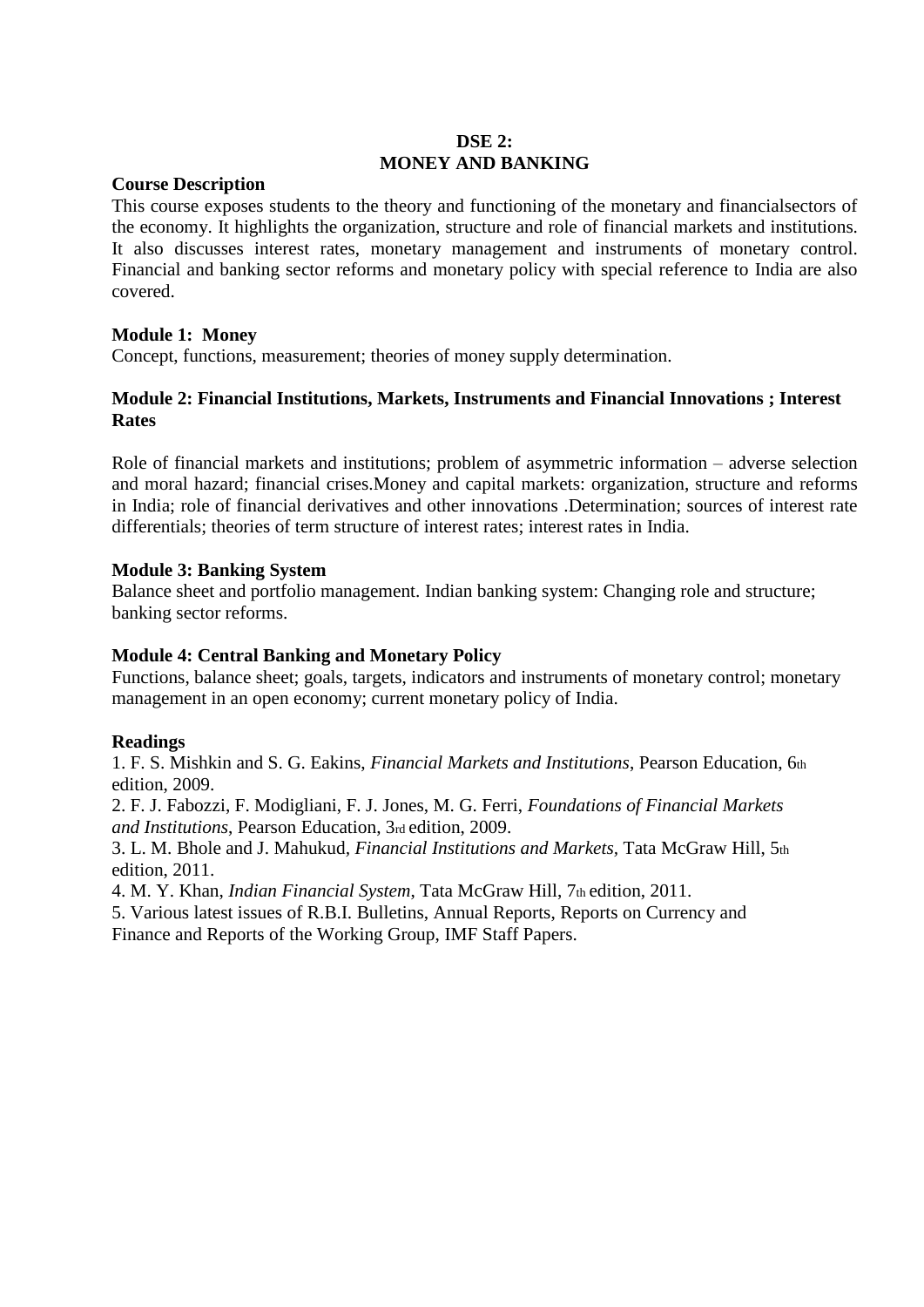**DSE 2:**
**MONEY AND BANKING**

**Course Description**

This course exposes students to the theory and functioning of the monetary and financialsectors of the economy. It highlights the organization, structure and role of financial markets and institutions. It also discusses interest rates, monetary management and instruments of monetary control. Financial and banking sector reforms and monetary policy with special reference to India are also covered.

**Module 1: Money**

Concept, functions, measurement; theories of money supply determination.

**Module 2: Financial Institutions, Markets, Instruments and Financial Innovations ; Interest Rates**

Role of financial markets and institutions; problem of asymmetric information – adverse selection and moral hazard; financial crises.Money and capital markets: organization, structure and reforms in India; role of financial derivatives and other innovations .Determination; sources of interest rate differentials; theories of term structure of interest rates; interest rates in India.

**Module 3: Banking System**

Balance sheet and portfolio management. Indian banking system: Changing role and structure; banking sector reforms.

**Module 4: Central Banking and Monetary Policy**

Functions, balance sheet; goals, targets, indicators and instruments of monetary control; monetary management in an open economy; current monetary policy of India.

**Readings**

1. F. S. Mishkin and S. G. Eakins, *Financial Markets and Institutions*, Pearson Education, 6th edition, 2009.
2. F. J. Fabozzi, F. Modigliani, F. J. Jones, M. G. Ferri, *Foundations of Financial Markets and Institutions*, Pearson Education, 3rd edition, 2009.
3. L. M. Bhole and J. Mahukud, *Financial Institutions and Markets*, Tata McGraw Hill, 5th edition, 2011.
4. M. Y. Khan, *Indian Financial System*, Tata McGraw Hill, 7th edition, 2011.
5. Various latest issues of R.B.I. Bulletins, Annual Reports, Reports on Currency and Finance and Reports of the Working Group, IMF Staff Papers.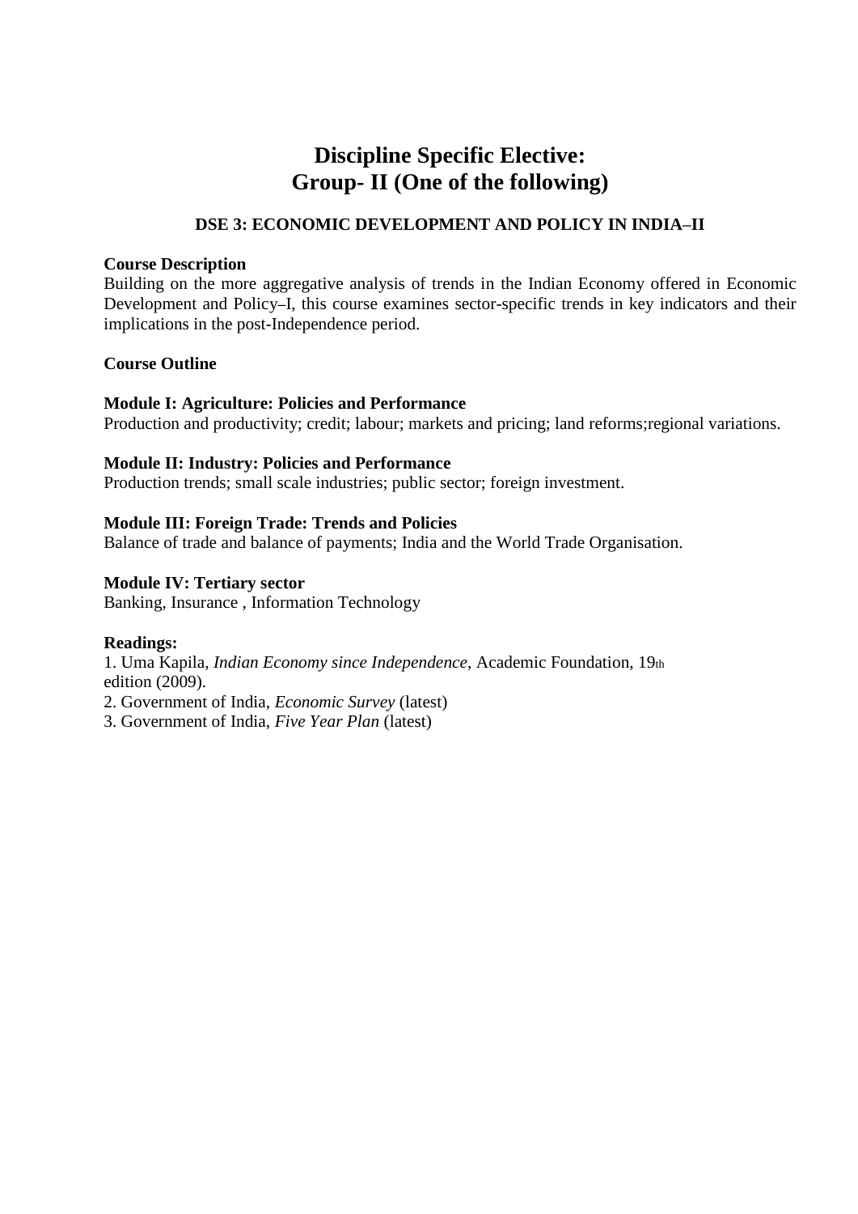# Discipline Specific Elective:
# Group- II (One of the following)

## DSE 3: ECONOMIC DEVELOPMENT AND POLICY IN INDIA–II

**Course Description**

Building on the more aggregative analysis of trends in the Indian Economy offered in Economic Development and Policy–I, this course examines sector-specific trends in key indicators and their implications in the post-Independence period.

**Course Outline**

**Module I: Agriculture: Policies and Performance**

Production and productivity; credit; labour; markets and pricing; land reforms;regional variations.

**Module II: Industry: Policies and Performance**

Production trends; small scale industries; public sector; foreign investment.

**Module III: Foreign Trade: Trends and Policies**

Balance of trade and balance of payments; India and the World Trade Organisation.

**Module IV: Tertiary sector**

Banking, Insurance , Information Technology

**Readings:**

1. Uma Kapila, *Indian Economy since Independence*, Academic Foundation, 19th edition (2009).
2. Government of India, *Economic Survey* (latest)
3. Government of India, *Five Year Plan* (latest)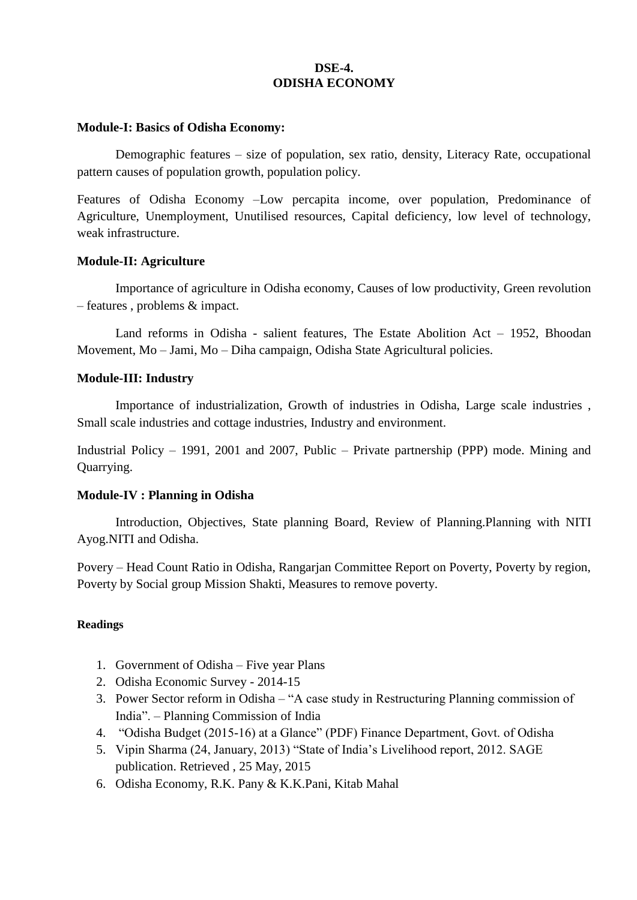# DSE-4.
# ODISHA ECONOMY

**Module-I: Basics of Odisha Economy:**

Demographic features – size of population, sex ratio, density, Literacy Rate, occupational pattern causes of population growth, population policy.

Features of Odisha Economy –Low percapita income, over population, Predominance of Agriculture, Unemployment, Unutilised resources, Capital deficiency, low level of technology, weak infrastructure.

**Module-II: Agriculture**

Importance of agriculture in Odisha economy, Causes of low productivity, Green revolution – features , problems & impact.

Land reforms in Odisha - salient features, The Estate Abolition Act – 1952, Bhoodan Movement, Mo – Jami, Mo – Diha campaign, Odisha State Agricultural policies.

**Module-III: Industry**

Importance of industrialization, Growth of industries in Odisha, Large scale industries , Small scale industries and cottage industries, Industry and environment.

Industrial Policy – 1991, 2001 and 2007, Public – Private partnership (PPP) mode. Mining and Quarrying.

**Module-IV : Planning in Odisha**

Introduction, Objectives, State planning Board, Review of Planning.Planning with NITI Ayog.NITI and Odisha.

Povery – Head Count Ratio in Odisha, Rangarjan Committee Report on Poverty, Poverty by region, Poverty by Social group Mission Shakti, Measures to remove poverty.

**Readings**

1. Government of Odisha – Five year Plans
2. Odisha Economic Survey - 2014-15
3. Power Sector reform in Odisha – "A case study in Restructuring Planning commission of India". – Planning Commission of India
4. "Odisha Budget (2015-16) at a Glance" (PDF) Finance Department, Govt. of Odisha
5. Vipin Sharma (24, January, 2013) "State of India's Livelihood report, 2012. SAGE publication. Retrieved , 25 May, 2015
6. Odisha Economy, R.K. Pany & K.K.Pani, Kitab Mahal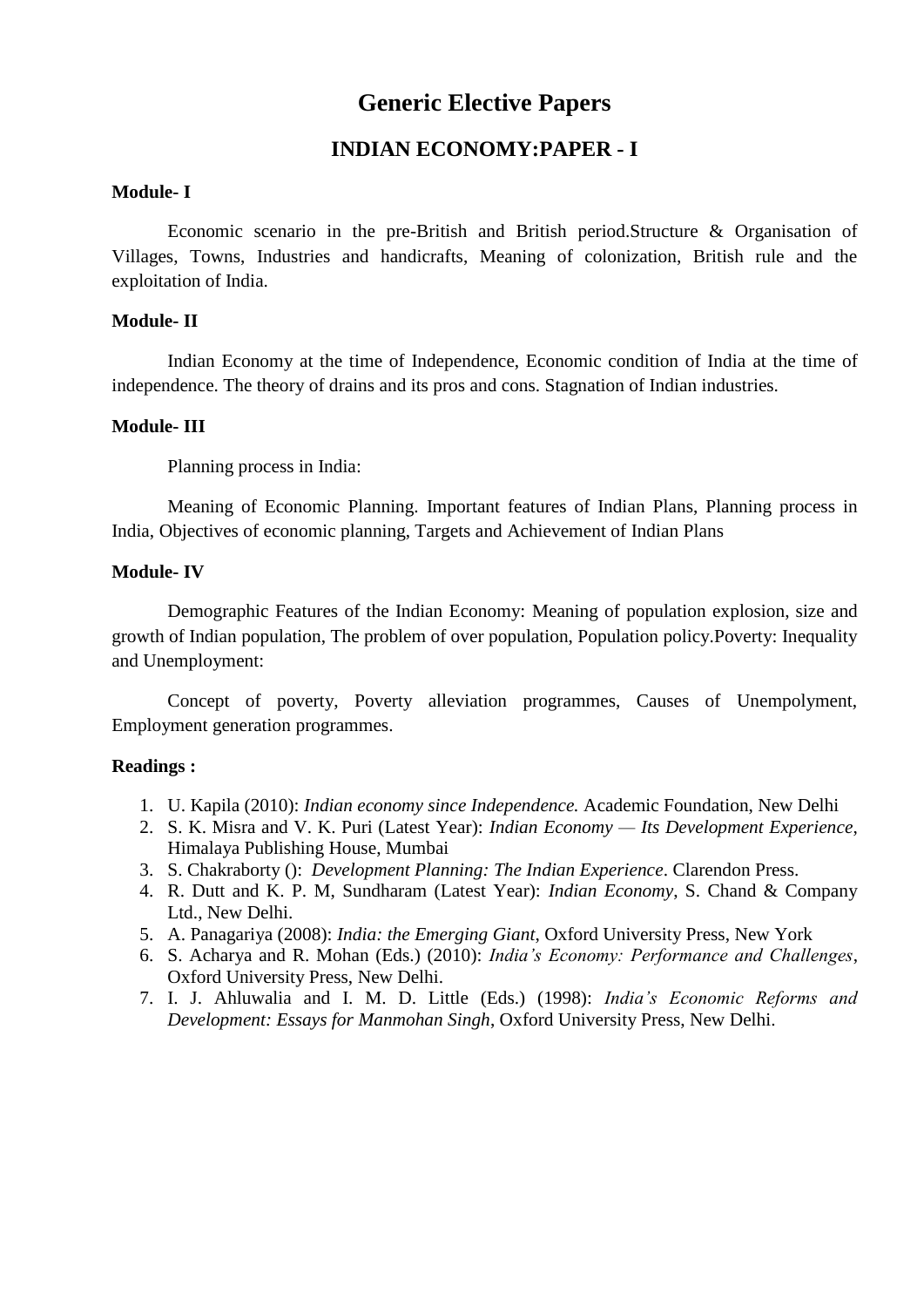# Generic Elective Papers

## INDIAN ECONOMY:PAPER - I

**Module- I**

Economic scenario in the pre-British and British period.Structure & Organisation of Villages, Towns, Industries and handicrafts, Meaning of colonization, British rule and the exploitation of India.

**Module- II**

Indian Economy at the time of Independence, Economic condition of India at the time of independence. The theory of drains and its pros and cons. Stagnation of Indian industries.

**Module- III**

Planning process in India:

Meaning of Economic Planning. Important features of Indian Plans, Planning process in India, Objectives of economic planning, Targets and Achievement of Indian Plans

**Module- IV**

Demographic Features of the Indian Economy: Meaning of population explosion, size and growth of Indian population, The problem of over population, Population policy.Poverty: Inequality and Unemployment:

Concept of poverty, Poverty alleviation programmes, Causes of Unempolyment, Employment generation programmes.

**Readings :**

1. U. Kapila (2010): *Indian economy since Independence.* Academic Foundation, New Delhi
2. S. K. Misra and V. K. Puri (Latest Year): *Indian Economy — Its Development Experience*, Himalaya Publishing House, Mumbai
3. S. Chakraborty (): *Development Planning: The Indian Experience*. Clarendon Press.
4. R. Dutt and K. P. M, Sundharam (Latest Year): *Indian Economy*, S. Chand & Company Ltd., New Delhi.
5. A. Panagariya (2008): *India: the Emerging Giant*, Oxford University Press, New York
6. S. Acharya and R. Mohan (Eds.) (2010): *India's Economy: Performance and Challenges*, Oxford University Press, New Delhi.
7. I. J. Ahluwalia and I. M. D. Little (Eds.) (1998): *India's Economic Reforms and Development: Essays for Manmohan Singh*, Oxford University Press, New Delhi.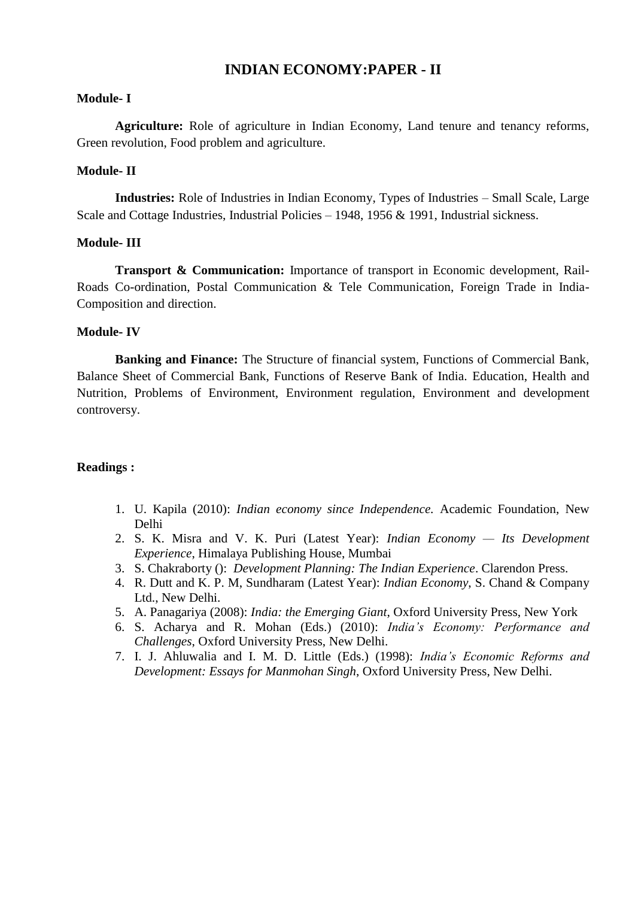# INDIAN ECONOMY:PAPER - II

**Module- I**

**Agriculture:** Role of agriculture in Indian Economy, Land tenure and tenancy reforms, Green revolution, Food problem and agriculture.

**Module- II**

**Industries:** Role of Industries in Indian Economy, Types of Industries – Small Scale, Large Scale and Cottage Industries, Industrial Policies – 1948, 1956 & 1991, Industrial sickness.

**Module- III**

**Transport & Communication:** Importance of transport in Economic development, Rail-Roads Co-ordination, Postal Communication & Tele Communication, Foreign Trade in India-Composition and direction.

**Module- IV**

**Banking and Finance:** The Structure of financial system, Functions of Commercial Bank, Balance Sheet of Commercial Bank, Functions of Reserve Bank of India. Education, Health and Nutrition, Problems of Environment, Environment regulation, Environment and development controversy.

**Readings :**

1. U. Kapila (2010): *Indian economy since Independence.* Academic Foundation, New Delhi
2. S. K. Misra and V. K. Puri (Latest Year): *Indian Economy — Its Development Experience*, Himalaya Publishing House, Mumbai
3. S. Chakraborty (): *Development Planning: The Indian Experience*. Clarendon Press.
4. R. Dutt and K. P. M, Sundharam (Latest Year): *Indian Economy*, S. Chand & Company Ltd., New Delhi.
5. A. Panagariya (2008): *India: the Emerging Giant*, Oxford University Press, New York
6. S. Acharya and R. Mohan (Eds.) (2010): *India's Economy: Performance and Challenges*, Oxford University Press, New Delhi.
7. I. J. Ahluwalia and I. M. D. Little (Eds.) (1998): *India's Economic Reforms and Development: Essays for Manmohan Singh*, Oxford University Press, New Delhi.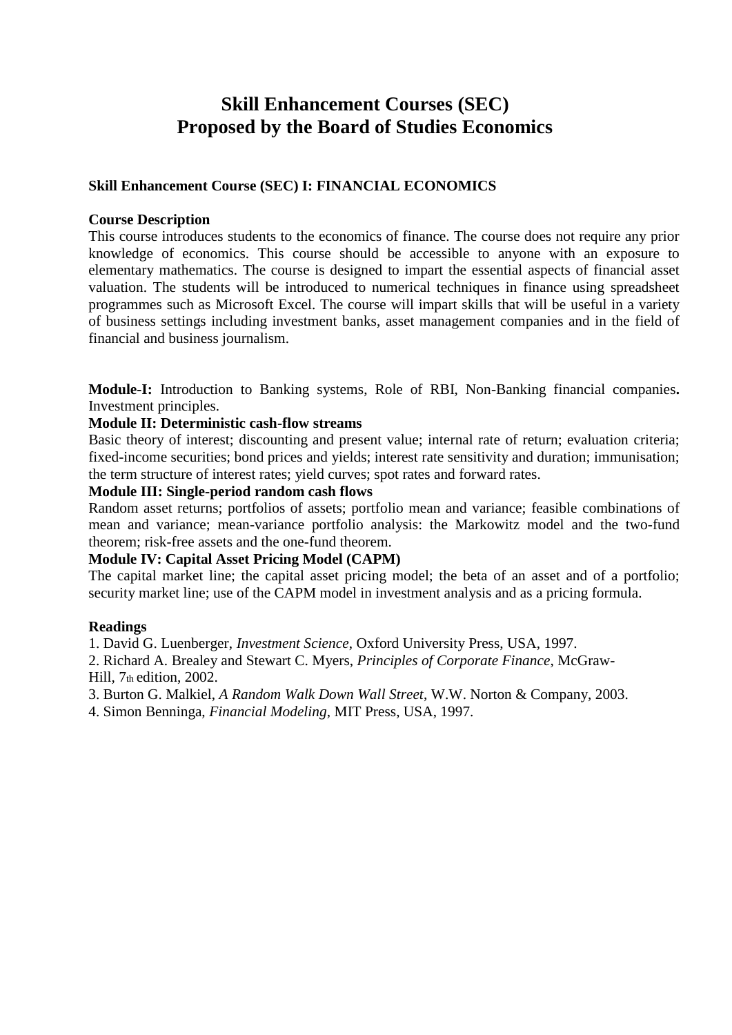# Skill Enhancement Courses (SEC)
# Proposed by the Board of Studies Economics

**Skill Enhancement Course (SEC) I: FINANCIAL ECONOMICS**

**Course Description**

This course introduces students to the economics of finance. The course does not require any prior knowledge of economics. This course should be accessible to anyone with an exposure to elementary mathematics. The course is designed to impart the essential aspects of financial asset valuation. The students will be introduced to numerical techniques in finance using spreadsheet programmes such as Microsoft Excel. The course will impart skills that will be useful in a variety of business settings including investment banks, asset management companies and in the field of financial and business journalism.

**Module-I:** Introduction to Banking systems, Role of RBI, Non-Banking financial companies**.** Investment principles.

**Module II: Deterministic cash-flow streams**

Basic theory of interest; discounting and present value; internal rate of return; evaluation criteria; fixed-income securities; bond prices and yields; interest rate sensitivity and duration; immunisation; the term structure of interest rates; yield curves; spot rates and forward rates.

**Module III: Single-period random cash flows**

Random asset returns; portfolios of assets; portfolio mean and variance; feasible combinations of mean and variance; mean-variance portfolio analysis: the Markowitz model and the two-fund theorem; risk-free assets and the one-fund theorem.

**Module IV: Capital Asset Pricing Model (CAPM)**

The capital market line; the capital asset pricing model; the beta of an asset and of a portfolio; security market line; use of the CAPM model in investment analysis and as a pricing formula.

**Readings**

1. David G. Luenberger, *Investment Science*, Oxford University Press, USA, 1997.
2. Richard A. Brealey and Stewart C. Myers, *Principles of Corporate Finance*, McGraw-Hill, 7th edition, 2002.
3. Burton G. Malkiel, *A Random Walk Down Wall Street*, W.W. Norton & Company, 2003.
4. Simon Benninga, *Financial Modeling*, MIT Press, USA, 1997.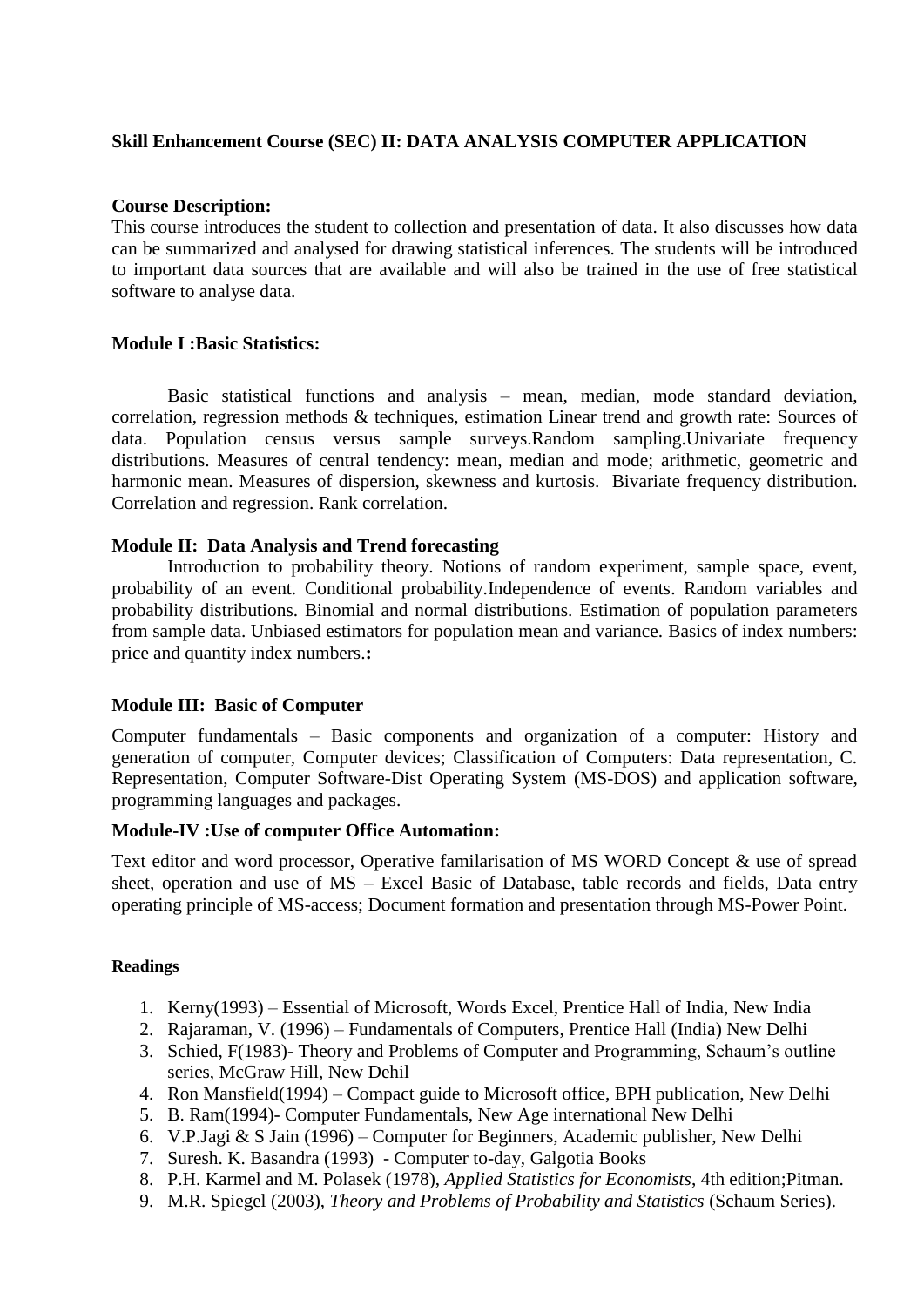**Skill Enhancement Course (SEC) II: DATA ANALYSIS COMPUTER APPLICATION**

**Course Description:**
This course introduces the student to collection and presentation of data. It also discusses how data can be summarized and analysed for drawing statistical inferences. The students will be introduced to important data sources that are available and will also be trained in the use of free statistical software to analyse data.

**Module I :Basic Statistics:**

Basic statistical functions and analysis – mean, median, mode standard deviation, correlation, regression methods & techniques, estimation Linear trend and growth rate: Sources of data. Population census versus sample surveys.Random sampling.Univariate frequency distributions. Measures of central tendency: mean, median and mode; arithmetic, geometric and harmonic mean. Measures of dispersion, skewness and kurtosis. Bivariate frequency distribution. Correlation and regression. Rank correlation.

**Module II: Data Analysis and Trend forecasting**

Introduction to probability theory. Notions of random experiment, sample space, event, probability of an event. Conditional probability.Independence of events. Random variables and probability distributions. Binomial and normal distributions. Estimation of population parameters from sample data. Unbiased estimators for population mean and variance. Basics of index numbers: price and quantity index numbers.**:**

**Module III: Basic of Computer**

Computer fundamentals – Basic components and organization of a computer: History and generation of computer, Computer devices; Classification of Computers: Data representation, C. Representation, Computer Software-Dist Operating System (MS-DOS) and application software, programming languages and packages.

**Module-IV :Use of computer Office Automation:**

Text editor and word processor, Operative familarisation of MS WORD Concept & use of spread sheet, operation and use of MS – Excel Basic of Database, table records and fields, Data entry operating principle of MS-access; Document formation and presentation through MS-Power Point.

**Readings**

1. Kerny(1993) – Essential of Microsoft, Words Excel, Prentice Hall of India, New India
2. Rajaraman, V. (1996) – Fundamentals of Computers, Prentice Hall (India) New Delhi
3. Schied, F(1983)- Theory and Problems of Computer and Programming, Schaum's outline series, McGraw Hill, New Dehil
4. Ron Mansfield(1994) – Compact guide to Microsoft office, BPH publication, New Delhi
5. B. Ram(1994)- Computer Fundamentals, New Age international New Delhi
6. V.P.Jagi & S Jain (1996) – Computer for Beginners, Academic publisher, New Delhi
7. Suresh. K. Basandra (1993) - Computer to-day, Galgotia Books
8. P.H. Karmel and M. Polasek (1978), *Applied Statistics for Economists*, 4th edition;Pitman.
9. M.R. Spiegel (2003), *Theory and Problems of Probability and Statistics* (Schaum Series).